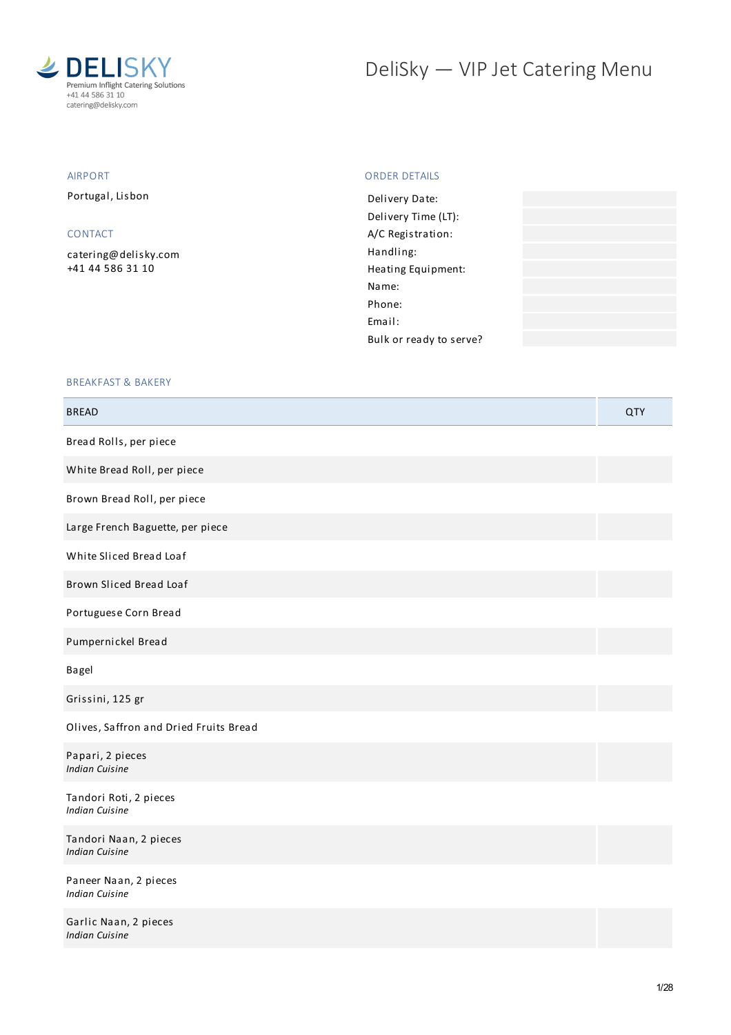DELISKY
Premium Inflight Catering Solutions
+41 44 586 31 10
catering@delisky.com

# DeliSky — VIP Jet Catering Menu

## AIRPORT

Portugal, Lisbon

## CONTACT

catering@delisky.com
+41 44 586 31 10

## ORDER DETAILS

| | |
|---|---|
| Delivery Date: | |
| Delivery Time (LT): | |
| A/C Registration: | |
| Handling: | |
| Heating Equipment: | |
| Name: | |
| Phone: | |
| Email: | |
| Bulk or ready to serve? | |

## BREAKFAST & BAKERY

| BREAD | QTY |
|---|---|
| Bread Rolls, per piece | |
| White Bread Roll, per piece | |
| Brown Bread Roll, per piece | |
| Large French Baguette, per piece | |
| White Sliced Bread Loaf | |
| Brown Sliced Bread Loaf | |
| Portuguese Corn Bread | |
| Pumpernickel Bread | |
| Bagel | |
| Grissini, 125 gr | |
| Olives, Saffron and Dried Fruits Bread | |
| Papari, 2 pieces<br>*Indian Cuisine* | |
| Tandori Roti, 2 pieces<br>*Indian Cuisine* | |
| Tandori Naan, 2 pieces<br>*Indian Cuisine* | |
| Paneer Naan, 2 pieces<br>*Indian Cuisine* | |
| Garlic Naan, 2 pieces<br>*Indian Cuisine* | |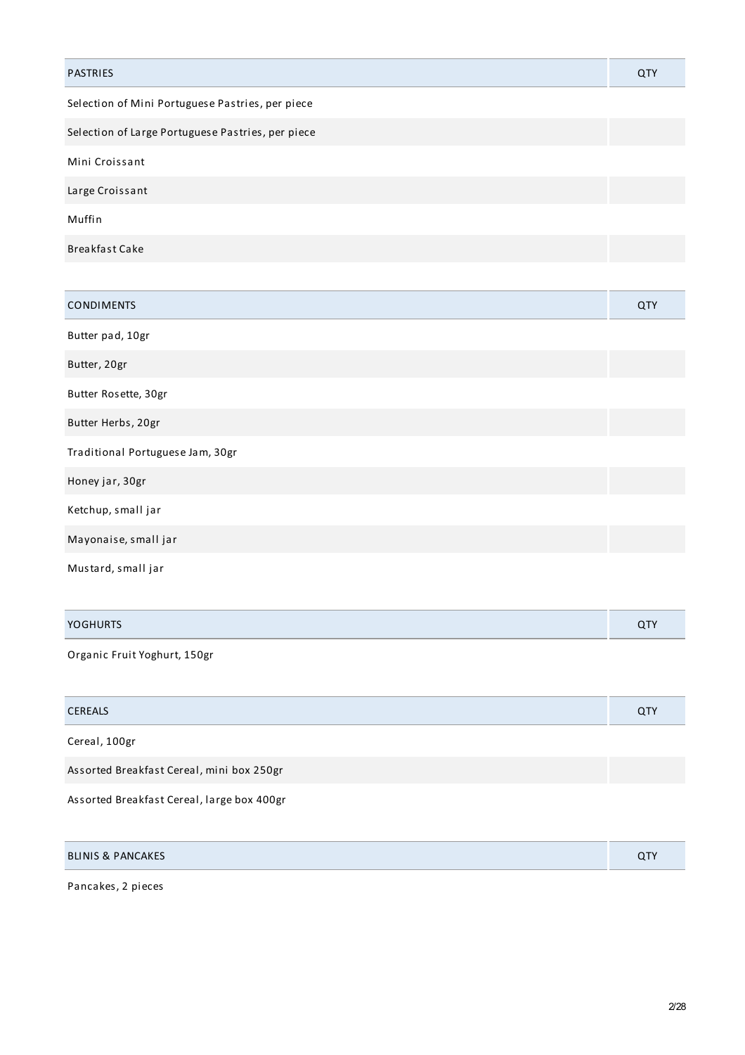| PASTRIES | QTY |
| --- | --- |
| Selection of Mini Portuguese Pastries, per piece | |
| Selection of Large Portuguese Pastries, per piece | |
| Mini Croissant | |
| Large Croissant | |
| Muffin | |
| Breakfast Cake | |

| CONDIMENTS | QTY |
| --- | --- |
| Butter pad, 10gr | |
| Butter, 20gr | |
| Butter Rosette, 30gr | |
| Butter Herbs, 20gr | |
| Traditional Portuguese Jam, 30gr | |
| Honey jar, 30gr | |
| Ketchup, small jar | |
| Mayonaise, small jar | |
| Mustard, small jar | |

| YOGHURTS | QTY |
| --- | --- |
| Organic Fruit Yoghurt, 150gr | |

| CEREALS | QTY |
| --- | --- |
| Cereal, 100gr | |
| Assorted Breakfast Cereal, mini box 250gr | |
| Assorted Breakfast Cereal, large box 400gr | |

| BLINIS & PANCAKES | QTY |
| --- | --- |
| Pancakes, 2 pieces | |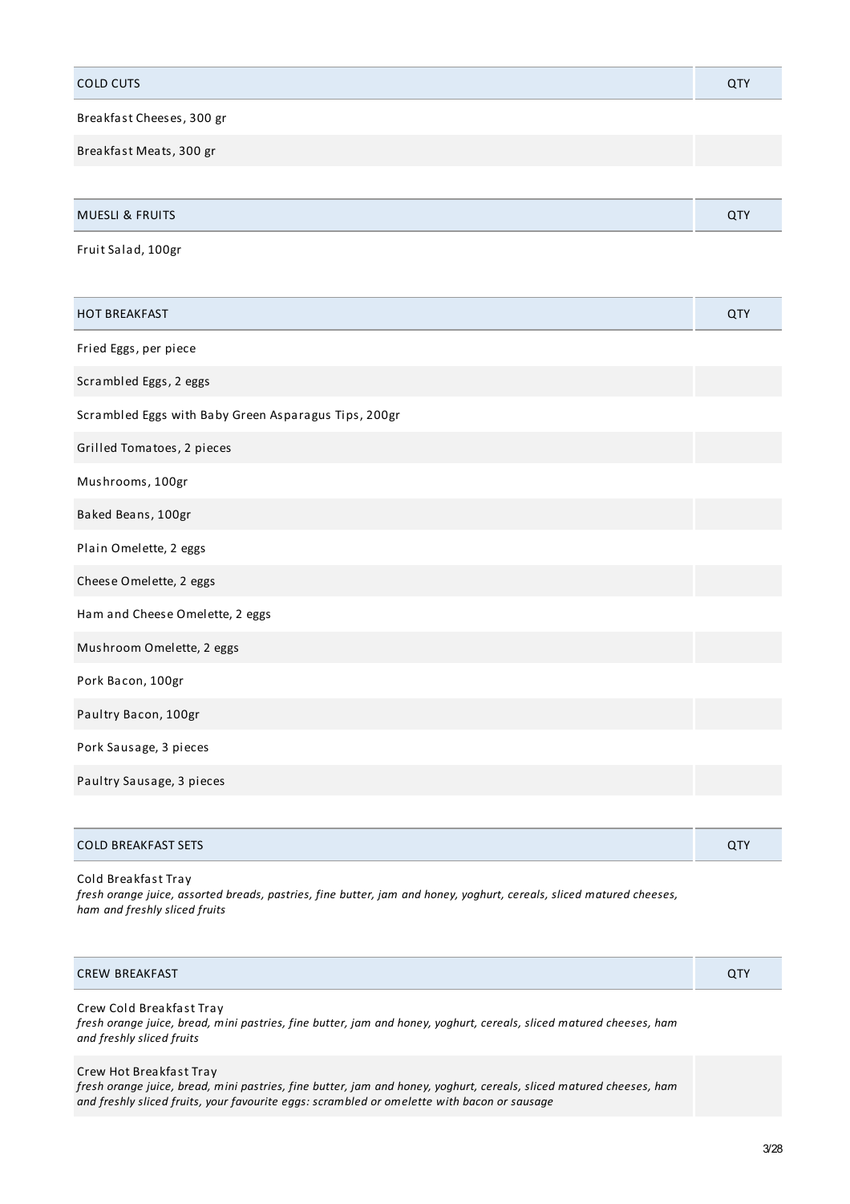| COLD CUTS | QTY |
|---|---|
| Breakfast Cheeses, 300 gr | |
| Breakfast Meats, 300 gr | |

| MUESLI & FRUITS | QTY |
|---|---|
| Fruit Salad, 100gr | |

| HOT BREAKFAST | QTY |
|---|---|
| Fried Eggs, per piece | |
| Scrambled Eggs, 2 eggs | |
| Scrambled Eggs with Baby Green Asparagus Tips, 200gr | |
| Grilled Tomatoes, 2 pieces | |
| Mushrooms, 100gr | |
| Baked Beans, 100gr | |
| Plain Omelette, 2 eggs | |
| Cheese Omelette, 2 eggs | |
| Ham and Cheese Omelette, 2 eggs | |
| Mushroom Omelette, 2 eggs | |
| Pork Bacon, 100gr | |
| Paultry Bacon, 100gr | |
| Pork Sausage, 3 pieces | |
| Paultry Sausage, 3 pieces | |

| COLD BREAKFAST SETS | QTY |
|---|---|
| Cold Breakfast Tray<br>*fresh orange juice, assorted breads, pastries, fine butter, jam and honey, yoghurt, cereals, sliced matured cheeses, ham and freshly sliced fruits* | |

| CREW BREAKFAST | QTY |
|---|---|
| Crew Cold Breakfast Tray<br>*fresh orange juice, bread, mini pastries, fine butter, jam and honey, yoghurt, cereals, sliced matured cheeses, ham and freshly sliced fruits* | |
| Crew Hot Breakfast Tray<br>*fresh orange juice, bread, mini pastries, fine butter, jam and honey, yoghurt, cereals, sliced matured cheeses, ham and freshly sliced fruits, your favourite eggs: scrambled or omelette with bacon or sausage* | |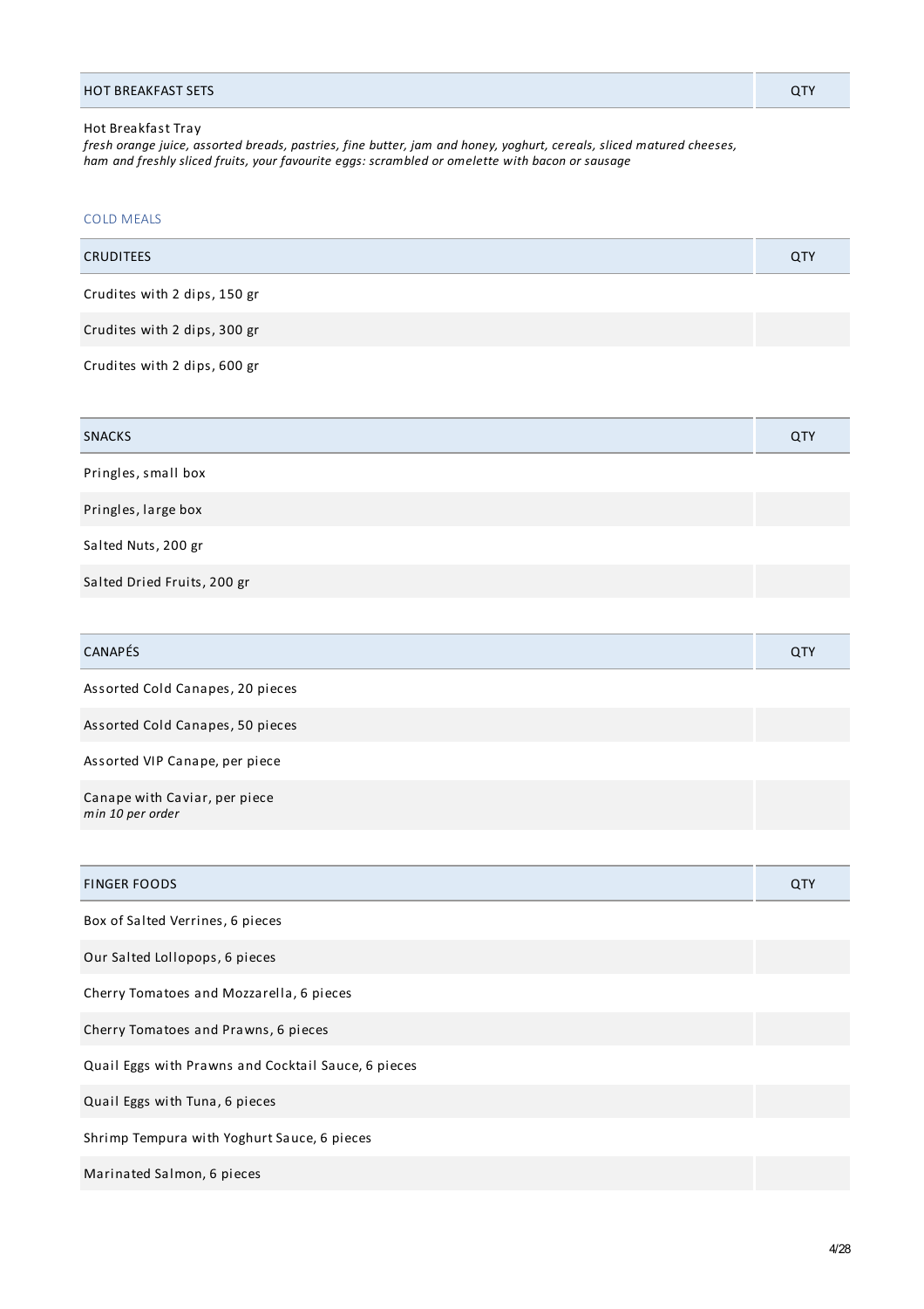| HOT BREAKFAST SETS | QTY |
| --- | --- |
| Hot Breakfast Tray<br>*fresh orange juice, assorted breads, pastries, fine butter, jam and honey, yoghurt, cereals, sliced matured cheeses, ham and freshly sliced fruits, your favourite eggs: scrambled or omelette with bacon or sausage* | |

## COLD MEALS

| CRUDITEES | QTY |
| --- | --- |
| Crudites with 2 dips, 150 gr | |
| Crudites with 2 dips, 300 gr | |
| Crudites with 2 dips, 600 gr | |

| SNACKS | QTY |
| --- | --- |
| Pringles, small box | |
| Pringles, large box | |
| Salted Nuts, 200 gr | |
| Salted Dried Fruits, 200 gr | |

| CANAPÉS | QTY |
| --- | --- |
| Assorted Cold Canapes, 20 pieces | |
| Assorted Cold Canapes, 50 pieces | |
| Assorted VIP Canape, per piece | |
| Canape with Caviar, per piece<br>*min 10 per order* | |

| FINGER FOODS | QTY |
| --- | --- |
| Box of Salted Verrines, 6 pieces | |
| Our Salted Lollopops, 6 pieces | |
| Cherry Tomatoes and Mozzarella, 6 pieces | |
| Cherry Tomatoes and Prawns, 6 pieces | |
| Quail Eggs with Prawns and Cocktail Sauce, 6 pieces | |
| Quail Eggs with Tuna, 6 pieces | |
| Shrimp Tempura with Yoghurt Sauce, 6 pieces | |
| Marinated Salmon, 6 pieces | |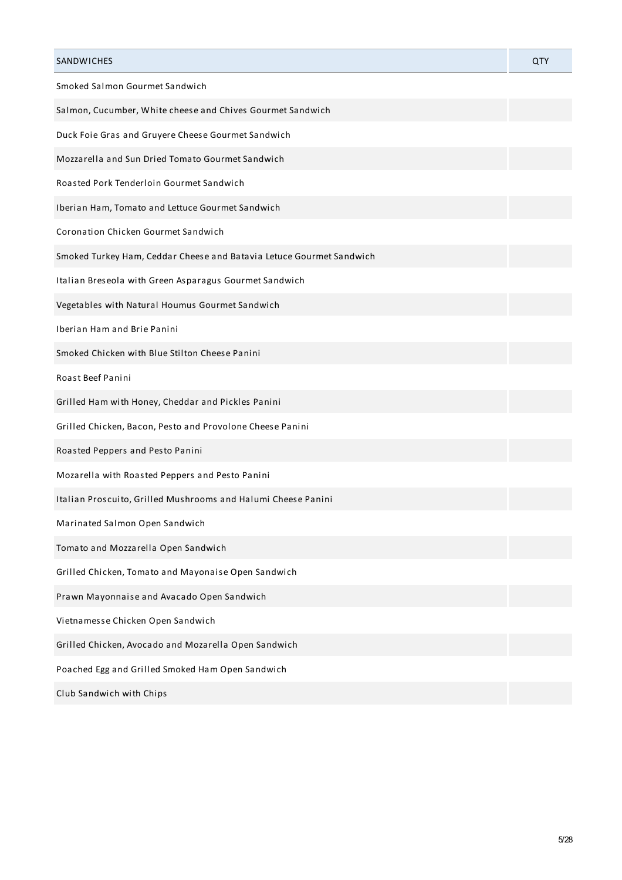| SANDWICHES | QTY |
| --- | --- |
| Smoked Salmon Gourmet Sandwich | |
| Salmon, Cucumber, White cheese and Chives Gourmet Sandwich | |
| Duck Foie Gras and Gruyere Cheese Gourmet Sandwich | |
| Mozzarella and Sun Dried Tomato Gourmet Sandwich | |
| Roasted Pork Tenderloin Gourmet Sandwich | |
| Iberian Ham, Tomato and Lettuce Gourmet Sandwich | |
| Coronation Chicken Gourmet Sandwich | |
| Smoked Turkey Ham, Ceddar Cheese and Batavia Letuce Gourmet Sandwich | |
| Italian Breseola with Green Asparagus Gourmet Sandwich | |
| Vegetables with Natural Houmus Gourmet Sandwich | |
| Iberian Ham and Brie Panini | |
| Smoked Chicken with Blue Stilton Cheese Panini | |
| Roast Beef Panini | |
| Grilled Ham with Honey, Cheddar and Pickles Panini | |
| Grilled Chicken, Bacon, Pesto and Provolone Cheese Panini | |
| Roasted Peppers and Pesto Panini | |
| Mozarella with Roasted Peppers and Pesto Panini | |
| Italian Proscuito, Grilled Mushrooms and Halumi Cheese Panini | |
| Marinated Salmon Open Sandwich | |
| Tomato and Mozzarella Open Sandwich | |
| Grilled Chicken, Tomato and Mayonaise Open Sandwich | |
| Prawn Mayonnaise and Avacado Open Sandwich | |
| Vietnamesse Chicken Open Sandwich | |
| Grilled Chicken, Avocado and Mozarella Open Sandwich | |
| Poached Egg and Grilled Smoked Ham Open Sandwich | |
| Club Sandwich with Chips | |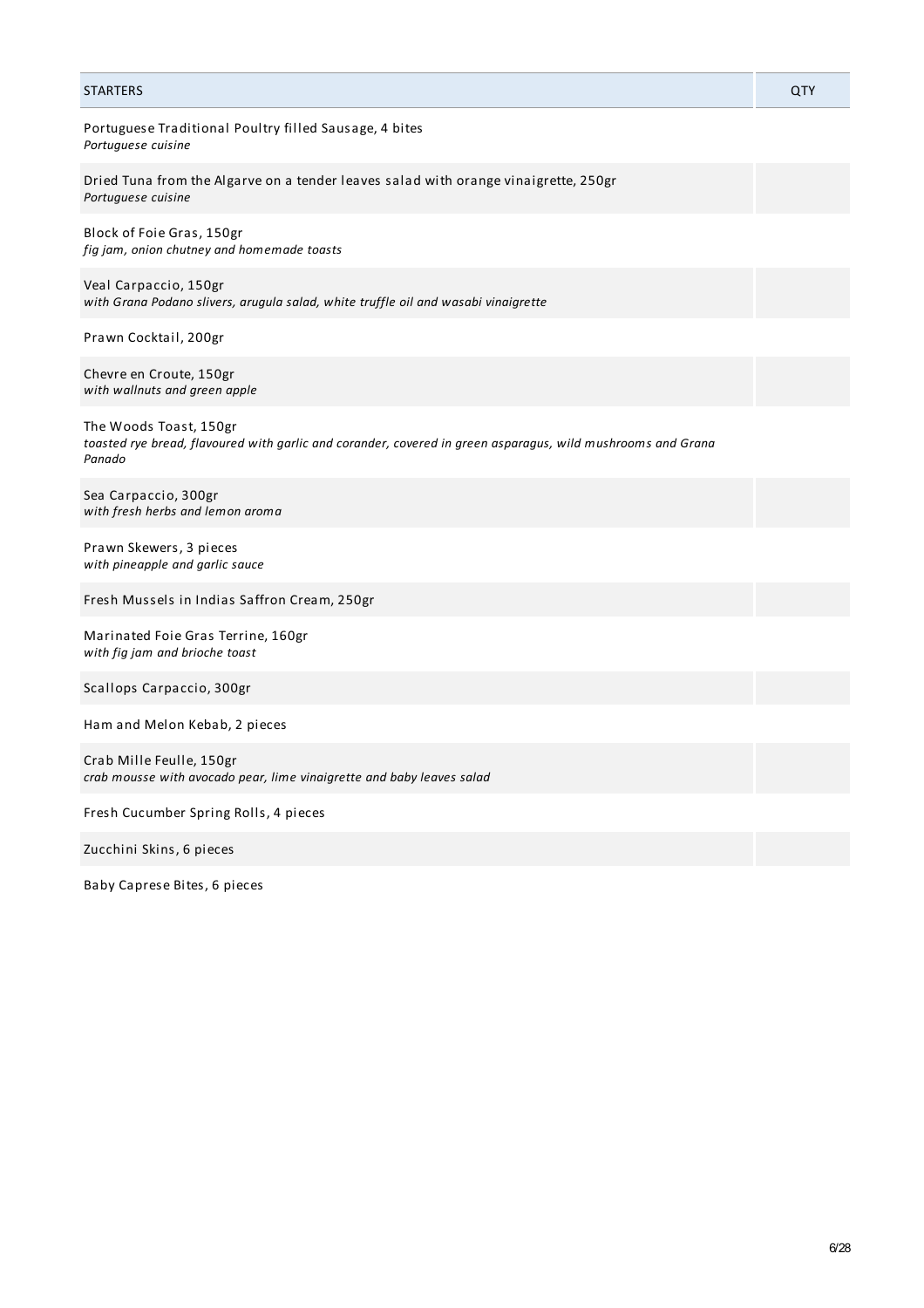| STARTERS | QTY |
|---|---|
| Portuguese Traditional Poultry filled Sausage, 4 bites<br>*Portuguese cuisine* | |
| Dried Tuna from the Algarve on a tender leaves salad with orange vinaigrette, 250gr<br>*Portuguese cuisine* | |
| Block of Foie Gras, 150gr<br>*fig jam, onion chutney and homemade toasts* | |
| Veal Carpaccio, 150gr<br>*with Grana Podano slivers, arugula salad, white truffle oil and wasabi vinaigrette* | |
| Prawn Cocktail, 200gr | |
| Chevre en Croute, 150gr<br>*with wallnuts and green apple* | |
| The Woods Toast, 150gr<br>*toasted rye bread, flavoured with garlic and corander, covered in green asparagus, wild mushrooms and Grana Panado* | |
| Sea Carpaccio, 300gr<br>*with fresh herbs and lemon aroma* | |
| Prawn Skewers, 3 pieces<br>*with pineapple and garlic sauce* | |
| Fresh Mussels in Indias Saffron Cream, 250gr | |
| Marinated Foie Gras Terrine, 160gr<br>*with fig jam and brioche toast* | |
| Scallops Carpaccio, 300gr | |
| Ham and Melon Kebab, 2 pieces | |
| Crab Mille Feulle, 150gr<br>*crab mousse with avocado pear, lime vinaigrette and baby leaves salad* | |
| Fresh Cucumber Spring Rolls, 4 pieces | |
| Zucchini Skins, 6 pieces | |
| Baby Caprese Bites, 6 pieces | |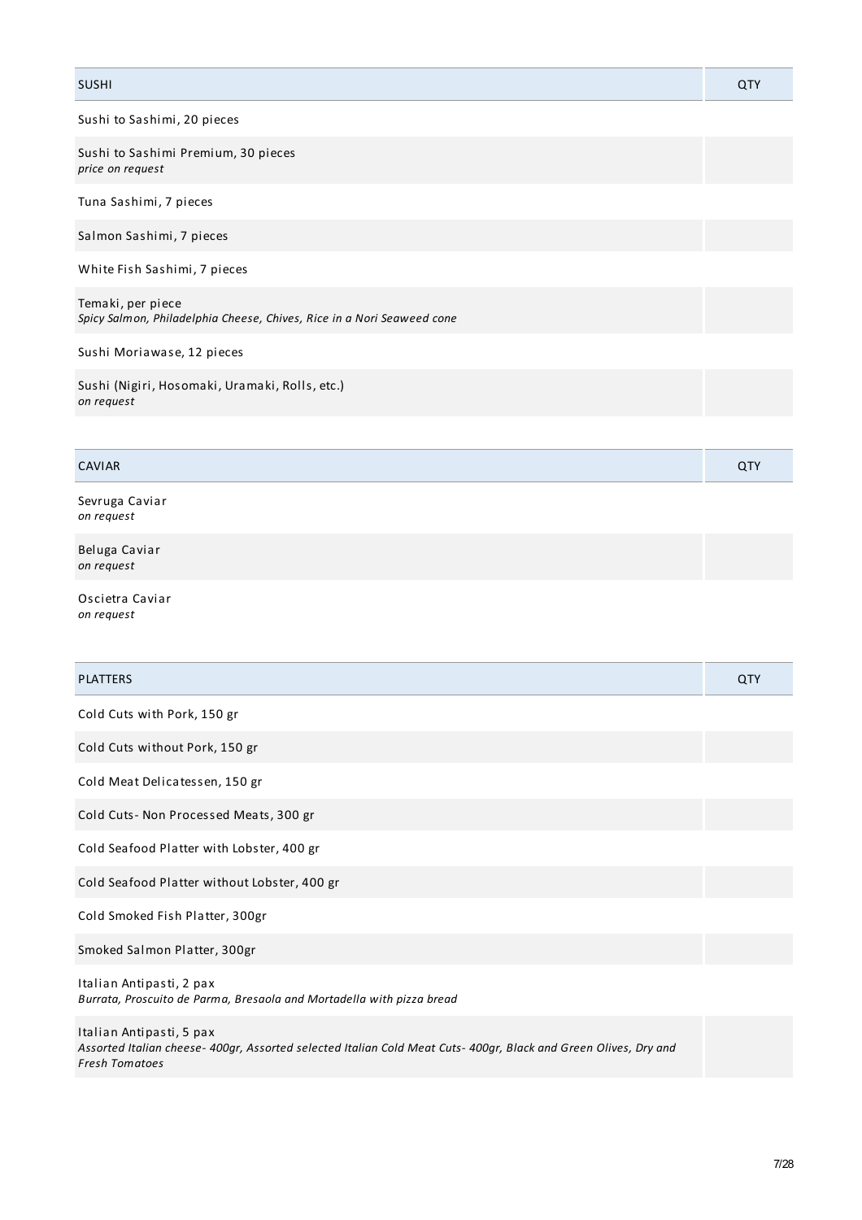| SUSHI | QTY |
|---|---|
| Sushi to Sashimi, 20 pieces | |
| Sushi to Sashimi Premium, 30 pieces<br>*price on request* | |
| Tuna Sashimi, 7 pieces | |
| Salmon Sashimi, 7 pieces | |
| White Fish Sashimi, 7 pieces | |
| Temaki, per piece<br>*Spicy Salmon, Philadelphia Cheese, Chives, Rice in a Nori Seaweed cone* | |
| Sushi Moriawase, 12 pieces | |
| Sushi (Nigiri, Hosomaki, Uramaki, Rolls, etc.)<br>*on request* | |

| CAVIAR | QTY |
|---|---|
| Sevruga Caviar<br>*on request* | |
| Beluga Caviar<br>*on request* | |
| Oscietra Caviar<br>*on request* | |

| PLATTERS | QTY |
|---|---|
| Cold Cuts with Pork, 150 gr | |
| Cold Cuts without Pork, 150 gr | |
| Cold Meat Delicatessen, 150 gr | |
| Cold Cuts- Non Processed Meats, 300 gr | |
| Cold Seafood Platter with Lobster, 400 gr | |
| Cold Seafood Platter without Lobster, 400 gr | |
| Cold Smoked Fish Platter, 300gr | |
| Smoked Salmon Platter, 300gr | |
| Italian Antipasti, 2 pax<br>*Burrata, Proscuito de Parma, Bresaola and Mortadella with pizza bread* | |
| Italian Antipasti, 5 pax<br>*Assorted Italian cheese- 400gr, Assorted selected Italian Cold Meat Cuts- 400gr, Black and Green Olives, Dry and Fresh Tomatoes* | |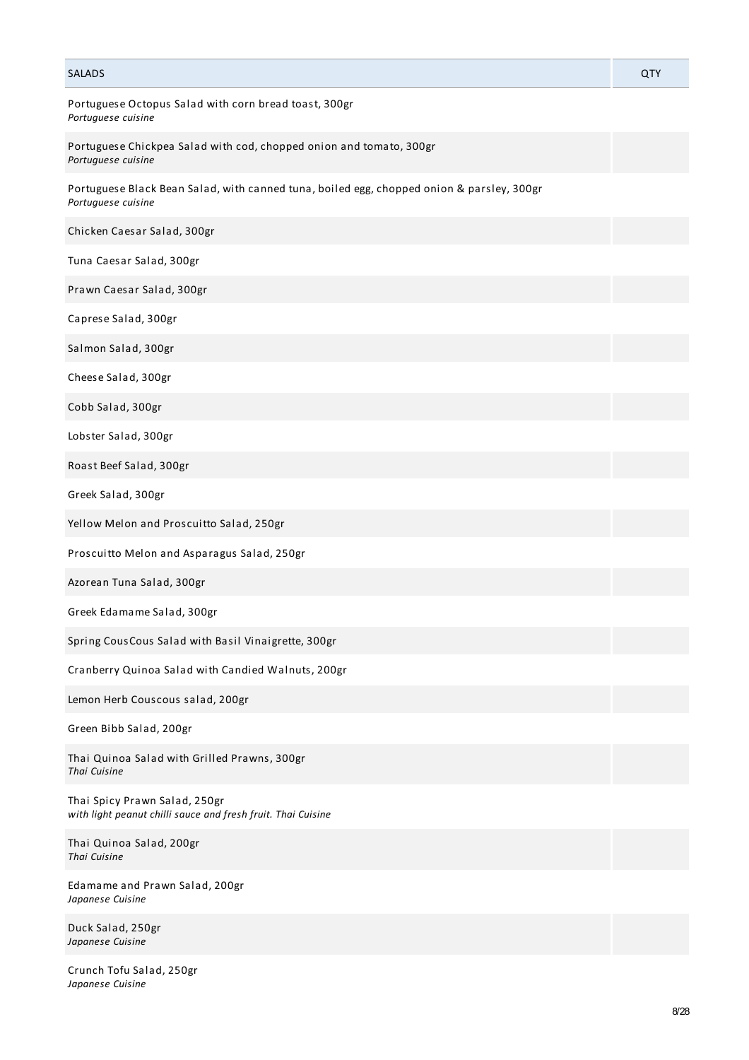| SALADS | QTY |
| --- | --- |
| Portuguese Octopus Salad with corn bread toast, 300gr<br>*Portuguese cuisine* | |
| Portuguese Chickpea Salad with cod, chopped onion and tomato, 300gr<br>*Portuguese cuisine* | |
| Portuguese Black Bean Salad, with canned tuna, boiled egg, chopped onion & parsley, 300gr<br>*Portuguese cuisine* | |
| Chicken Caesar Salad, 300gr | |
| Tuna Caesar Salad, 300gr | |
| Prawn Caesar Salad, 300gr | |
| Caprese Salad, 300gr | |
| Salmon Salad, 300gr | |
| Cheese Salad, 300gr | |
| Cobb Salad, 300gr | |
| Lobster Salad, 300gr | |
| Roast Beef Salad, 300gr | |
| Greek Salad, 300gr | |
| Yellow Melon and Proscuitto Salad, 250gr | |
| Proscuitto Melon and Asparagus Salad, 250gr | |
| Azorean Tuna Salad, 300gr | |
| Greek Edamame Salad, 300gr | |
| Spring CousCous Salad with Basil Vinaigrette, 300gr | |
| Cranberry Quinoa Salad with Candied Walnuts, 200gr | |
| Lemon Herb Couscous salad, 200gr | |
| Green Bibb Salad, 200gr | |
| Thai Quinoa Salad with Grilled Prawns, 300gr<br>*Thai Cuisine* | |
| Thai Spicy Prawn Salad, 250gr<br>*with light peanut chilli sauce and fresh fruit. Thai Cuisine* | |
| Thai Quinoa Salad, 200gr<br>*Thai Cuisine* | |
| Edamame and Prawn Salad, 200gr<br>*Japanese Cuisine* | |
| Duck Salad, 250gr<br>*Japanese Cuisine* | |
| Crunch Tofu Salad, 250gr<br>*Japanese Cuisine* | |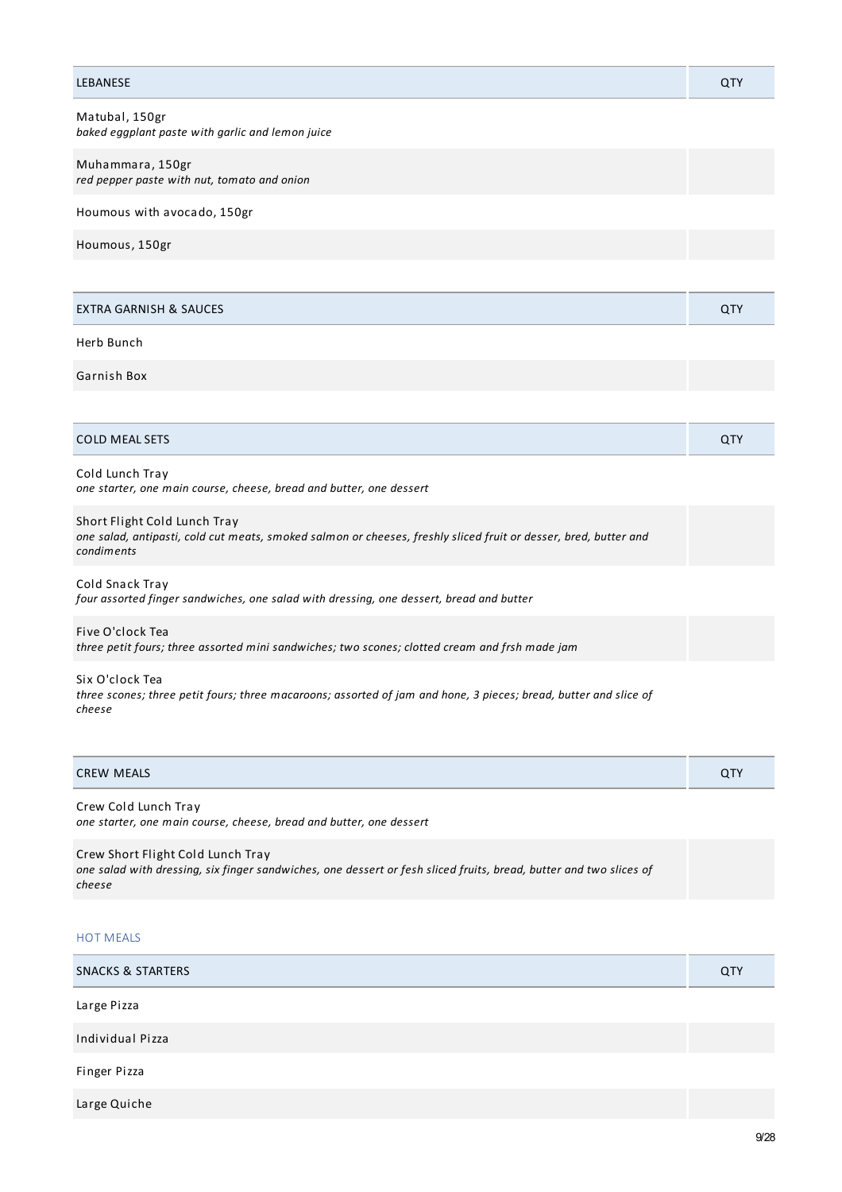| LEBANESE | QTY |
| --- | --- |
| Matubal, 150gr<br>*baked eggplant paste with garlic and lemon juice* | |
| Muhammara, 150gr<br>*red pepper paste with nut, tomato and onion* | |
| Houmous with avocado, 150gr | |
| Houmous, 150gr | |

| EXTRA GARNISH & SAUCES | QTY |
| --- | --- |
| Herb Bunch | |
| Garnish Box | |

| COLD MEAL SETS | QTY |
| --- | --- |
| Cold Lunch Tray<br>*one starter, one main course, cheese, bread and butter, one dessert* | |
| Short Flight Cold Lunch Tray<br>*one salad, antipasti, cold cut meats, smoked salmon or cheeses, freshly sliced fruit or desser, bred, butter and condiments* | |
| Cold Snack Tray<br>*four assorted finger sandwiches, one salad with dressing, one dessert, bread and butter* | |
| Five O'clock Tea<br>*three petit fours; three assorted mini sandwiches; two scones; clotted cream and frsh made jam* | |
| Six O'clock Tea<br>*three scones; three petit fours; three macaroons; assorted of jam and hone, 3 pieces; bread, butter and slice of cheese* | |

| CREW MEALS | QTY |
| --- | --- |
| Crew Cold Lunch Tray<br>*one starter, one main course, cheese, bread and butter, one dessert* | |
| Crew Short Flight Cold Lunch Tray<br>*one salad with dressing, six finger sandwiches, one dessert or fesh sliced fruits, bread, butter and two slices of cheese* | |

## HOT MEALS

| SNACKS & STARTERS | QTY |
| --- | --- |
| Large Pizza | |
| Individual Pizza | |
| Finger Pizza | |
| Large Quiche | |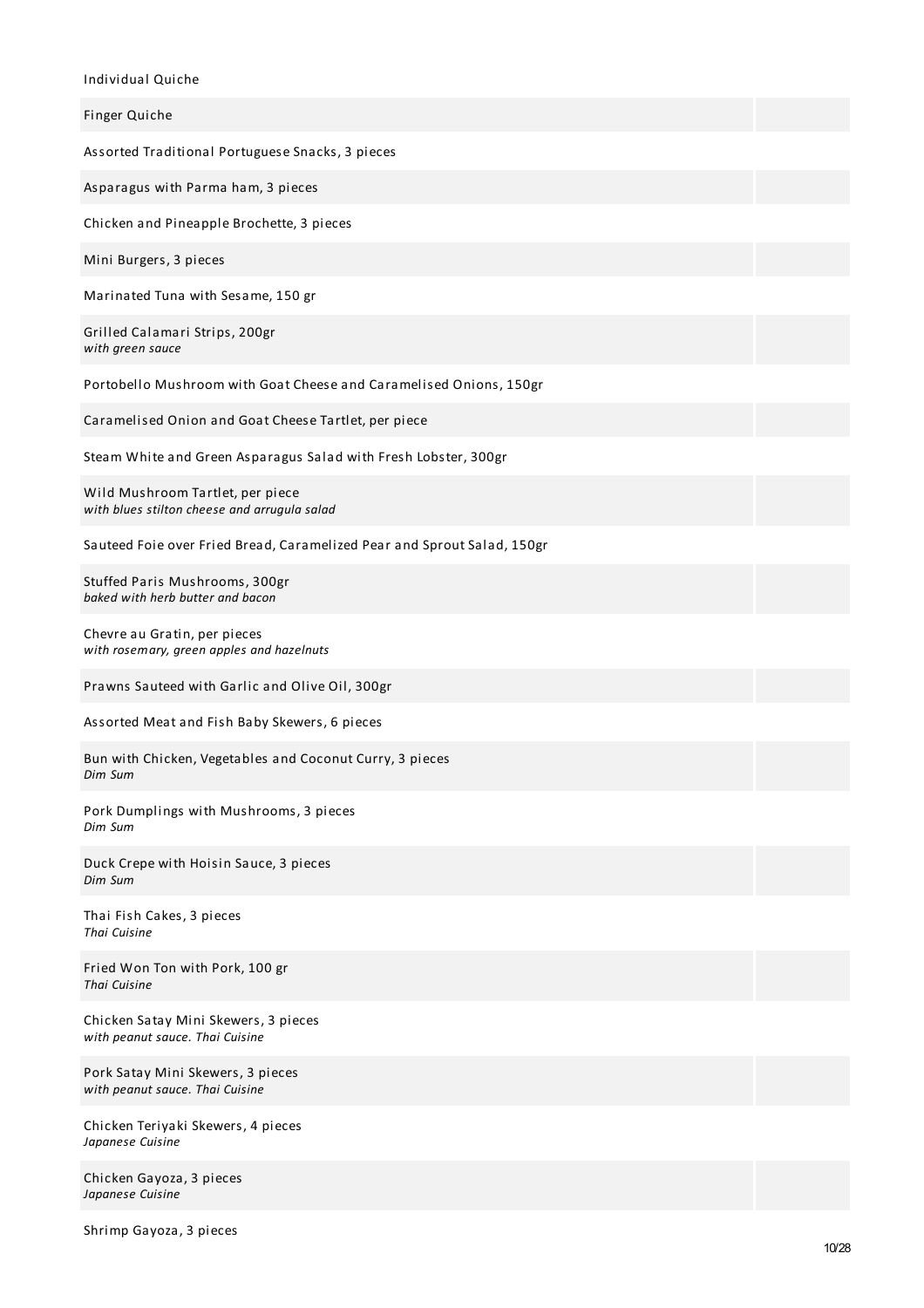Individual Quiche

Finger Quiche

Assorted Traditional Portuguese Snacks, 3 pieces

Asparagus with Parma ham, 3 pieces

Chicken and Pineapple Brochette, 3 pieces

Mini Burgers, 3 pieces

Marinated Tuna with Sesame, 150 gr

Grilled Calamari Strips, 200gr
*with green sauce*

Portobello Mushroom with Goat Cheese and Caramelised Onions, 150gr

Caramelised Onion and Goat Cheese Tartlet, per piece

Steam White and Green Asparagus Salad with Fresh Lobster, 300gr

Wild Mushroom Tartlet, per piece
*with blues stilton cheese and arrugula salad*

Sauteed Foie over Fried Bread, Caramelized Pear and Sprout Salad, 150gr

Stuffed Paris Mushrooms, 300gr
*baked with herb butter and bacon*

Chevre au Gratin, per pieces
*with rosemary, green apples and hazelnuts*

Prawns Sauteed with Garlic and Olive Oil, 300gr

Assorted Meat and Fish Baby Skewers, 6 pieces

Bun with Chicken, Vegetables and Coconut Curry, 3 pieces
*Dim Sum*

Pork Dumplings with Mushrooms, 3 pieces
*Dim Sum*

Duck Crepe with Hoisin Sauce, 3 pieces
*Dim Sum*

Thai Fish Cakes, 3 pieces
*Thai Cuisine*

Fried Won Ton with Pork, 100 gr
*Thai Cuisine*

Chicken Satay Mini Skewers, 3 pieces
*with peanut sauce. Thai Cuisine*

Pork Satay Mini Skewers, 3 pieces
*with peanut sauce. Thai Cuisine*

Chicken Teriyaki Skewers, 4 pieces
*Japanese Cuisine*

Chicken Gayoza, 3 pieces
*Japanese Cuisine*

Shrimp Gayoza, 3 pieces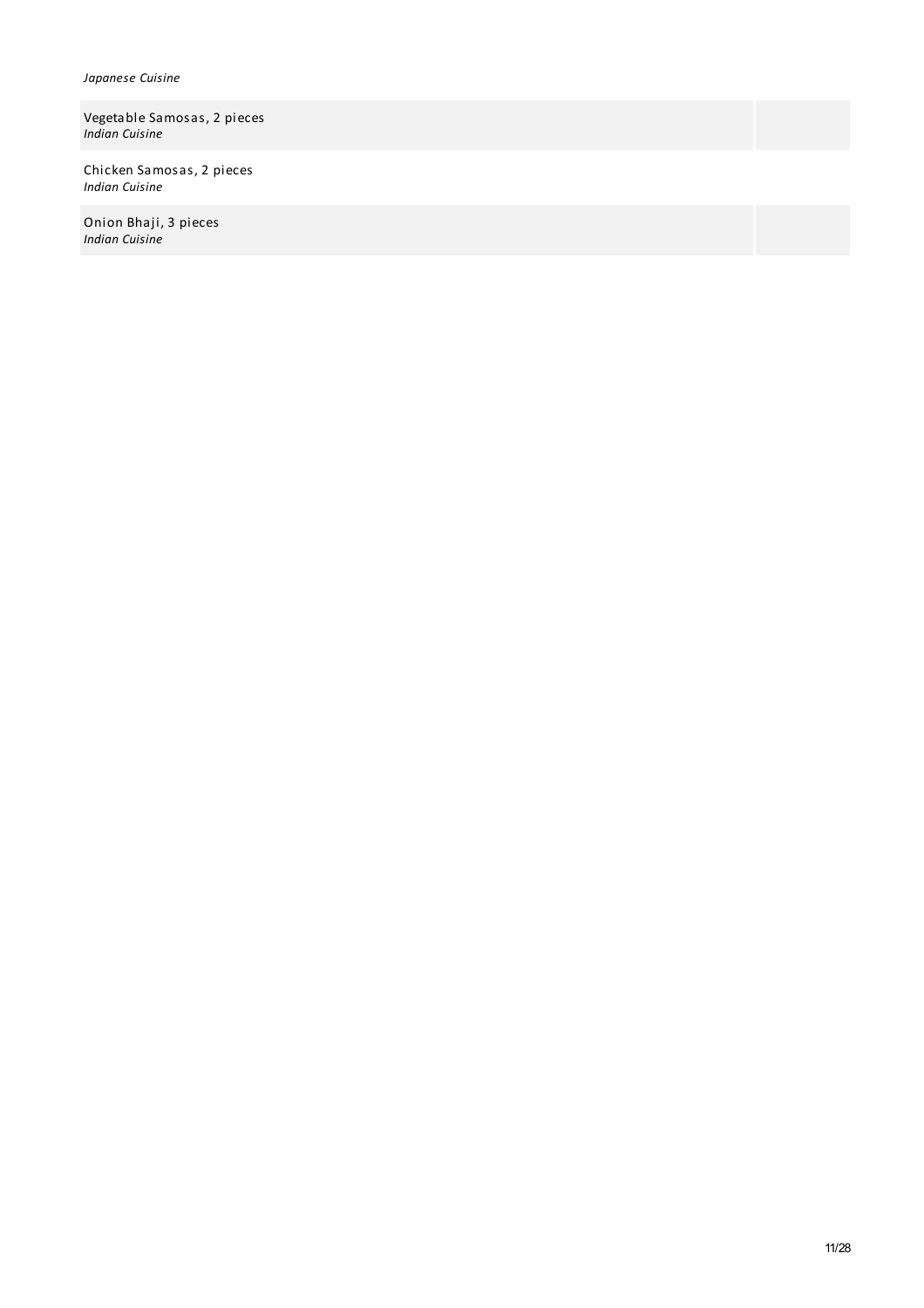*Japanese Cuisine*

| | |
|---|---|
| Vegetable Samosas, 2 pieces<br>*Indian Cuisine* | |
| Chicken Samosas, 2 pieces<br>*Indian Cuisine* | |
| Onion Bhaji, 3 pieces<br>*Indian Cuisine* | |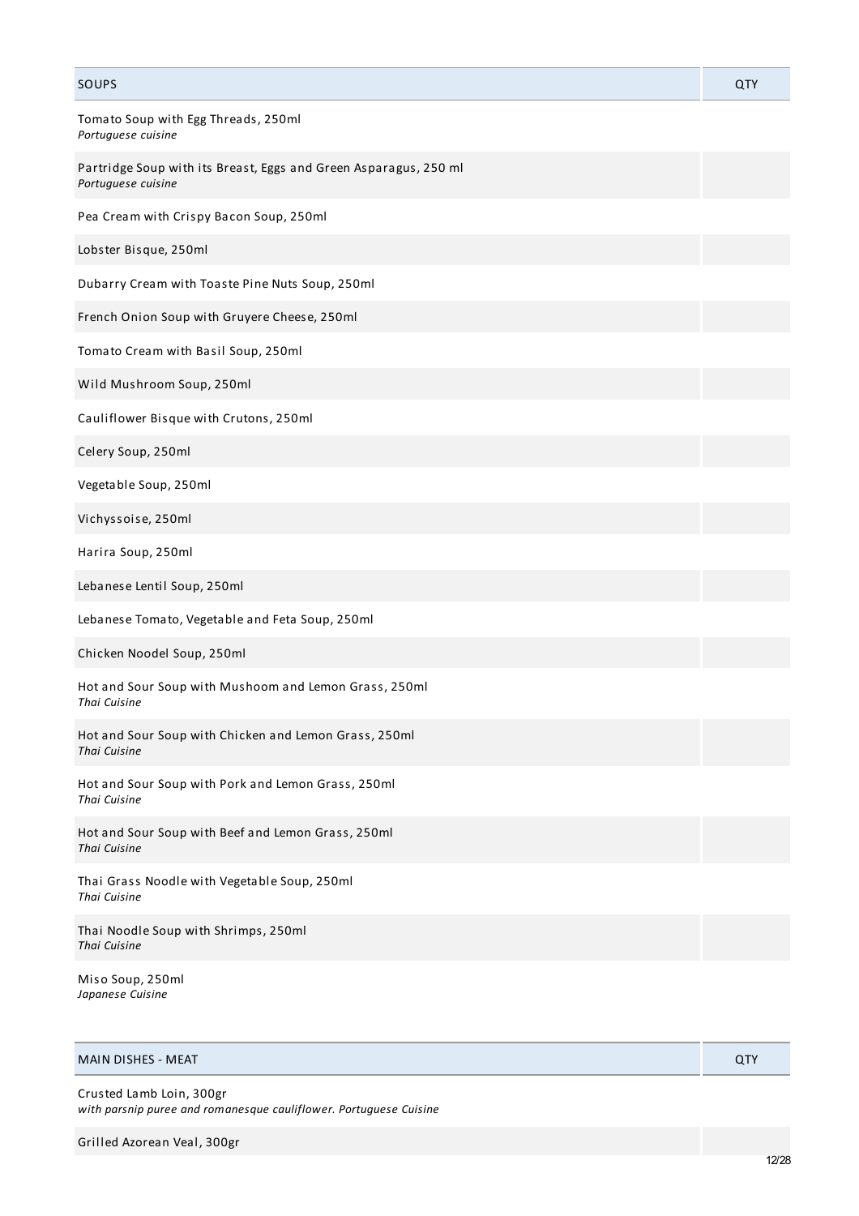| SOUPS | QTY |
|---|---|
| Tomato Soup with Egg Threads, 250ml<br>*Portuguese cuisine* | |
| Partridge Soup with its Breast, Eggs and Green Asparagus, 250 ml<br>*Portuguese cuisine* | |
| Pea Cream with Crispy Bacon Soup, 250ml | |
| Lobster Bisque, 250ml | |
| Dubarry Cream with Toaste Pine Nuts Soup, 250ml | |
| French Onion Soup with Gruyere Cheese, 250ml | |
| Tomato Cream with Basil Soup, 250ml | |
| Wild Mushroom Soup, 250ml | |
| Cauliflower Bisque with Crutons, 250ml | |
| Celery Soup, 250ml | |
| Vegetable Soup, 250ml | |
| Vichyssoise, 250ml | |
| Harira Soup, 250ml | |
| Lebanese Lentil Soup, 250ml | |
| Lebanese Tomato, Vegetable and Feta Soup, 250ml | |
| Chicken Noodel Soup, 250ml | |
| Hot and Sour Soup with Mushoom and Lemon Grass, 250ml<br>*Thai Cuisine* | |
| Hot and Sour Soup with Chicken and Lemon Grass, 250ml<br>*Thai Cuisine* | |
| Hot and Sour Soup with Pork and Lemon Grass, 250ml<br>*Thai Cuisine* | |
| Hot and Sour Soup with Beef and Lemon Grass, 250ml<br>*Thai Cuisine* | |
| Thai Grass Noodle with Vegetable Soup, 250ml<br>*Thai Cuisine* | |
| Thai Noodle Soup with Shrimps, 250ml<br>*Thai Cuisine* | |
| Miso Soup, 250ml<br>*Japanese Cuisine* | |

| MAIN DISHES - MEAT | QTY |
|---|---|
| Crusted Lamb Loin, 300gr<br>*with parsnip puree and romanesque cauliflower. Portuguese Cuisine* | |
| Grilled Azorean Veal, 300gr | |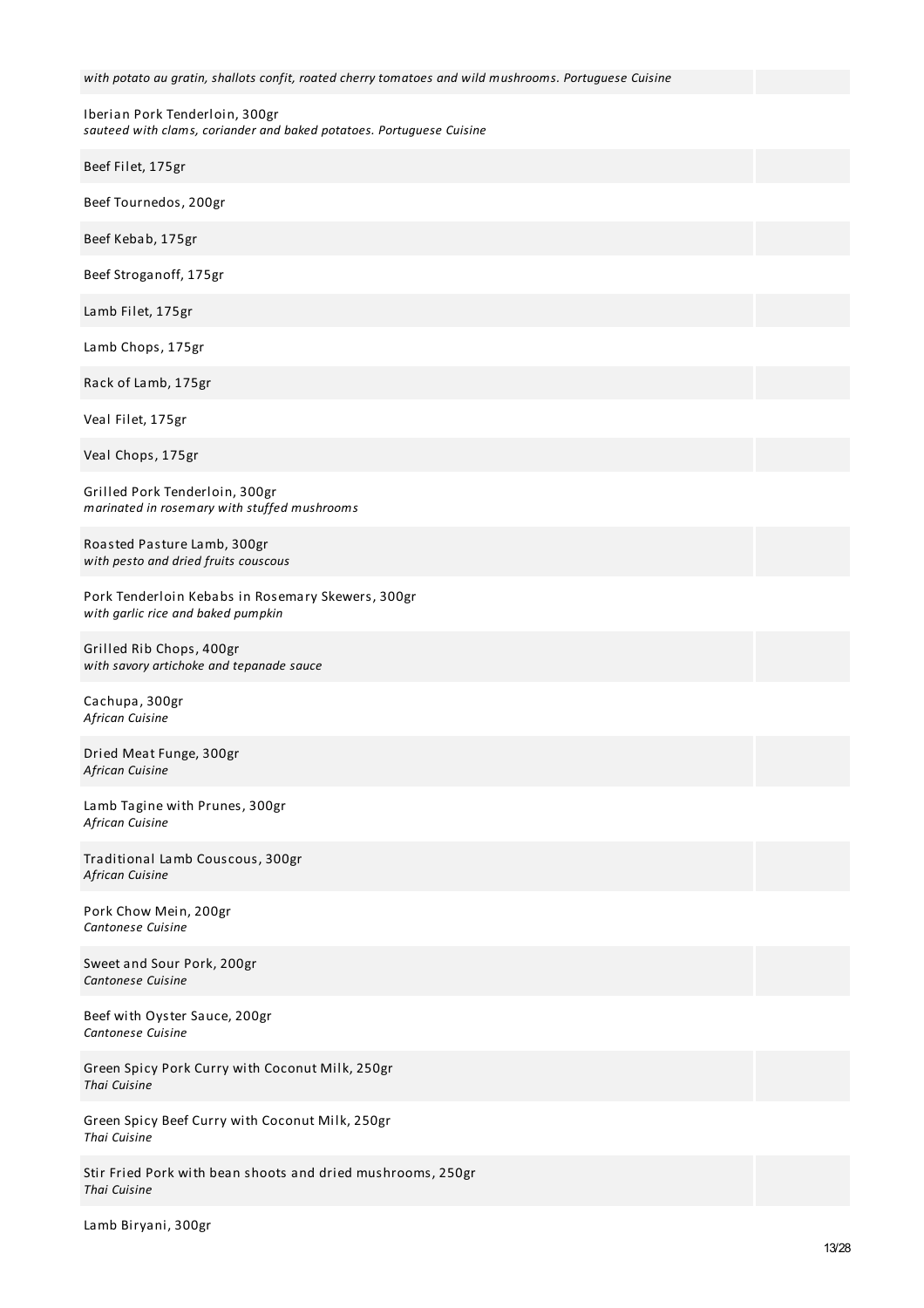*with potato au gratin, shallots confit, roated cherry tomatoes and wild mushrooms. Portuguese Cuisine*

Iberian Pork Tenderloin, 300gr
*sauteed with clams, coriander and baked potatoes. Portuguese Cuisine*

Beef Filet, 175gr

Beef Tournedos, 200gr

Beef Kebab, 175gr

Beef Stroganoff, 175gr

Lamb Filet, 175gr

Lamb Chops, 175gr

Rack of Lamb, 175gr

Veal Filet, 175gr

Veal Chops, 175gr

Grilled Pork Tenderloin, 300gr
*marinated in rosemary with stuffed mushrooms*

Roasted Pasture Lamb, 300gr
*with pesto and dried fruits couscous*

Pork Tenderloin Kebabs in Rosemary Skewers, 300gr
*with garlic rice and baked pumpkin*

Grilled Rib Chops, 400gr
*with savory artichoke and tepanade sauce*

Cachupa, 300gr
*African Cuisine*

Dried Meat Funge, 300gr
*African Cuisine*

Lamb Tagine with Prunes, 300gr
*African Cuisine*

Traditional Lamb Couscous, 300gr
*African Cuisine*

Pork Chow Mein, 200gr
*Cantonese Cuisine*

Sweet and Sour Pork, 200gr
*Cantonese Cuisine*

Beef with Oyster Sauce, 200gr
*Cantonese Cuisine*

Green Spicy Pork Curry with Coconut Milk, 250gr
*Thai Cuisine*

Green Spicy Beef Curry with Coconut Milk, 250gr
*Thai Cuisine*

Stir Fried Pork with bean shoots and dried mushrooms, 250gr
*Thai Cuisine*

Lamb Biryani, 300gr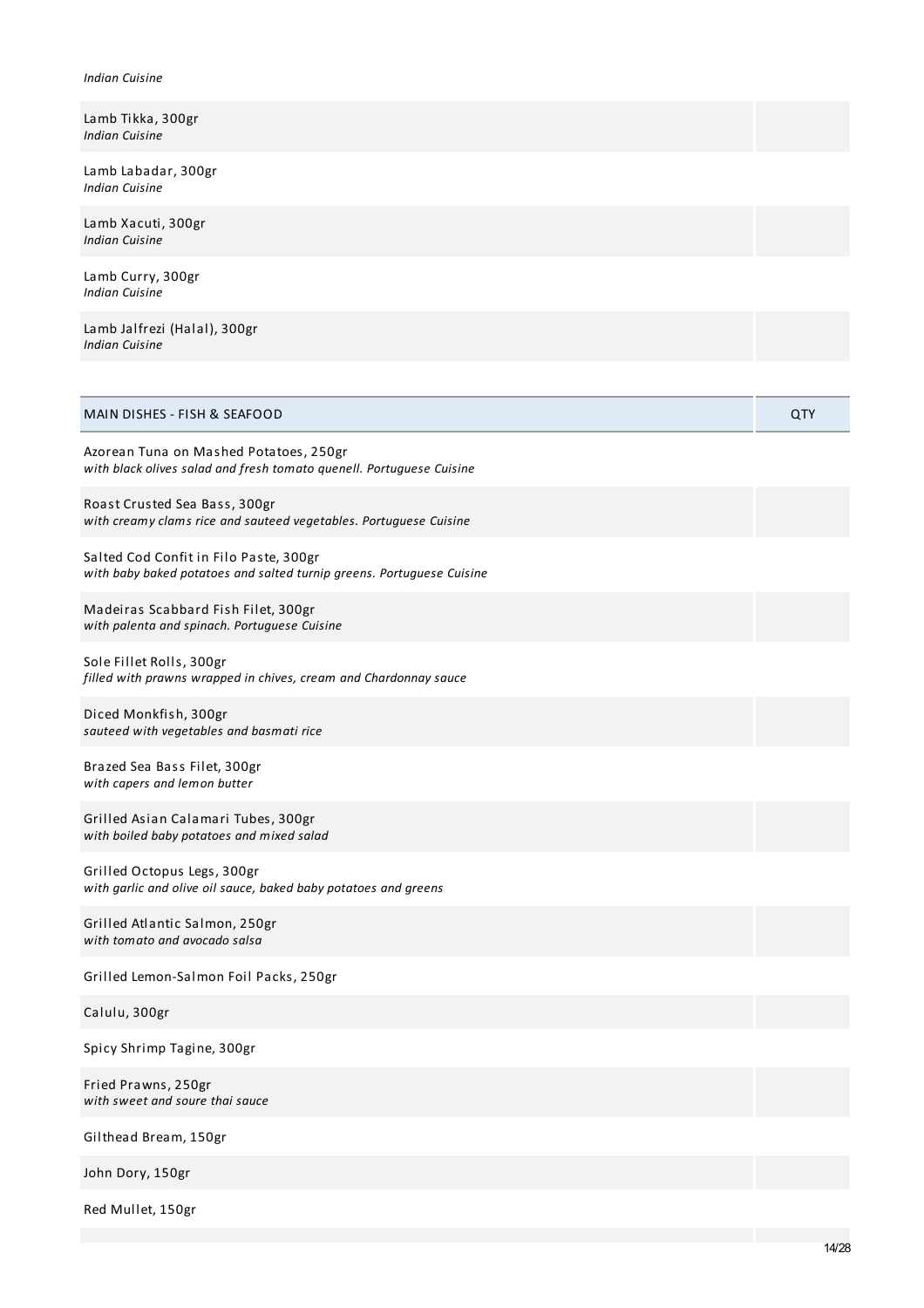*Indian Cuisine*

| | |
|---|---|
| Lamb Tikka, 300gr<br>*Indian Cuisine* | |
| Lamb Labadar, 300gr<br>*Indian Cuisine* | |
| Lamb Xacuti, 300gr<br>*Indian Cuisine* | |
| Lamb Curry, 300gr<br>*Indian Cuisine* | |
| Lamb Jalfrezi (Halal), 300gr<br>*Indian Cuisine* | |

| MAIN DISHES - FISH & SEAFOOD | QTY |
|---|---|
| Azorean Tuna on Mashed Potatoes, 250gr<br>*with black olives salad and fresh tomato quenell. Portuguese Cuisine* | |
| Roast Crusted Sea Bass, 300gr<br>*with creamy clams rice and sauteed vegetables. Portuguese Cuisine* | |
| Salted Cod Confit in Filo Paste, 300gr<br>*with baby baked potatoes and salted turnip greens. Portuguese Cuisine* | |
| Madeiras Scabbard Fish Filet, 300gr<br>*with palenta and spinach. Portuguese Cuisine* | |
| Sole Fillet Rolls, 300gr<br>*filled with prawns wrapped in chives, cream and Chardonnay sauce* | |
| Diced Monkfish, 300gr<br>*sauteed with vegetables and basmati rice* | |
| Brazed Sea Bass Filet, 300gr<br>*with capers and lemon butter* | |
| Grilled Asian Calamari Tubes, 300gr<br>*with boiled baby potatoes and mixed salad* | |
| Grilled Octopus Legs, 300gr<br>*with garlic and olive oil sauce, baked baby potatoes and greens* | |
| Grilled Atlantic Salmon, 250gr<br>*with tomato and avocado salsa* | |
| Grilled Lemon-Salmon Foil Packs, 250gr | |
| Calulu, 300gr | |
| Spicy Shrimp Tagine, 300gr | |
| Fried Prawns, 250gr<br>*with sweet and soure thai sauce* | |
| Gilthead Bream, 150gr | |
| John Dory, 150gr | |
| Red Mullet, 150gr | |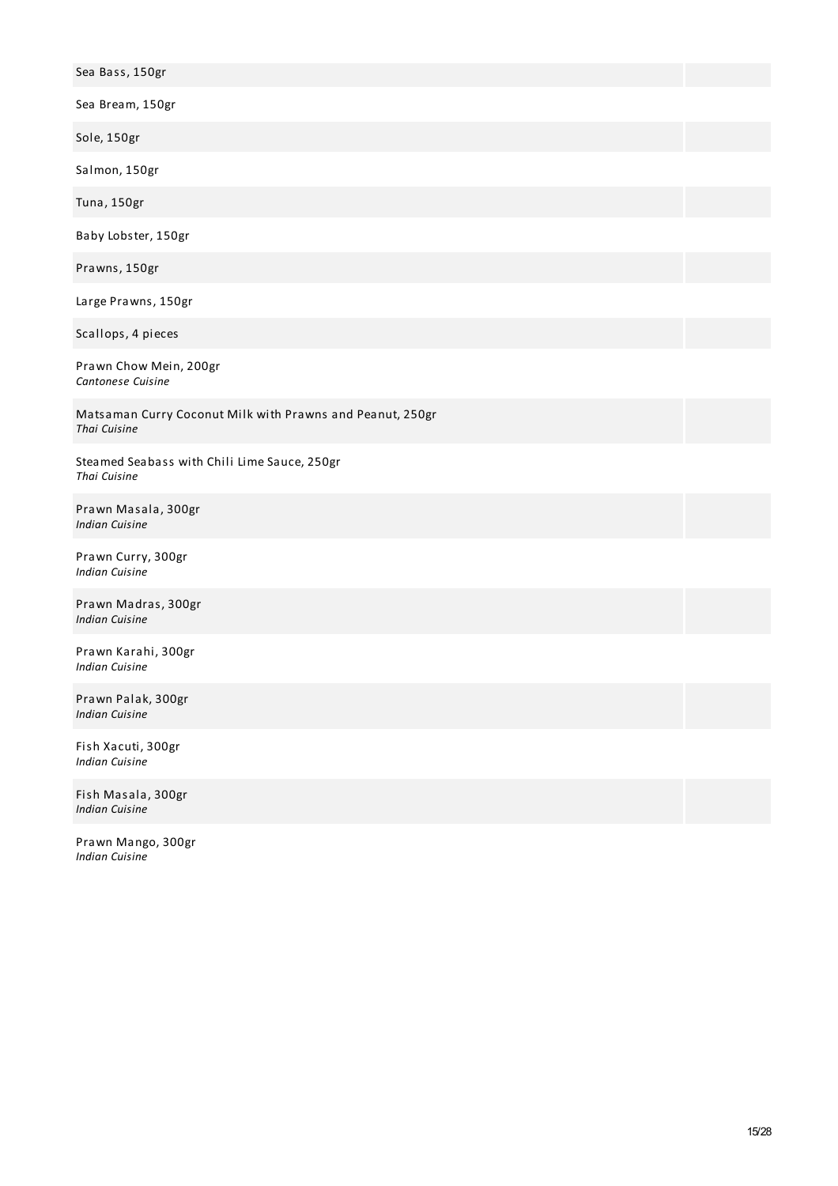Sea Bass, 150gr

Sea Bream, 150gr

Sole, 150gr

Salmon, 150gr

Tuna, 150gr

Baby Lobster, 150gr

Prawns, 150gr

Large Prawns, 150gr

Scallops, 4 pieces

Prawn Chow Mein, 200gr
*Cantonese Cuisine*

Matsaman Curry Coconut Milk with Prawns and Peanut, 250gr
*Thai Cuisine*

Steamed Seabass with Chili Lime Sauce, 250gr
*Thai Cuisine*

Prawn Masala, 300gr
*Indian Cuisine*

Prawn Curry, 300gr
*Indian Cuisine*

Prawn Madras, 300gr
*Indian Cuisine*

Prawn Karahi, 300gr
*Indian Cuisine*

Prawn Palak, 300gr
*Indian Cuisine*

Fish Xacuti, 300gr
*Indian Cuisine*

Fish Masala, 300gr
*Indian Cuisine*

Prawn Mango, 300gr
*Indian Cuisine*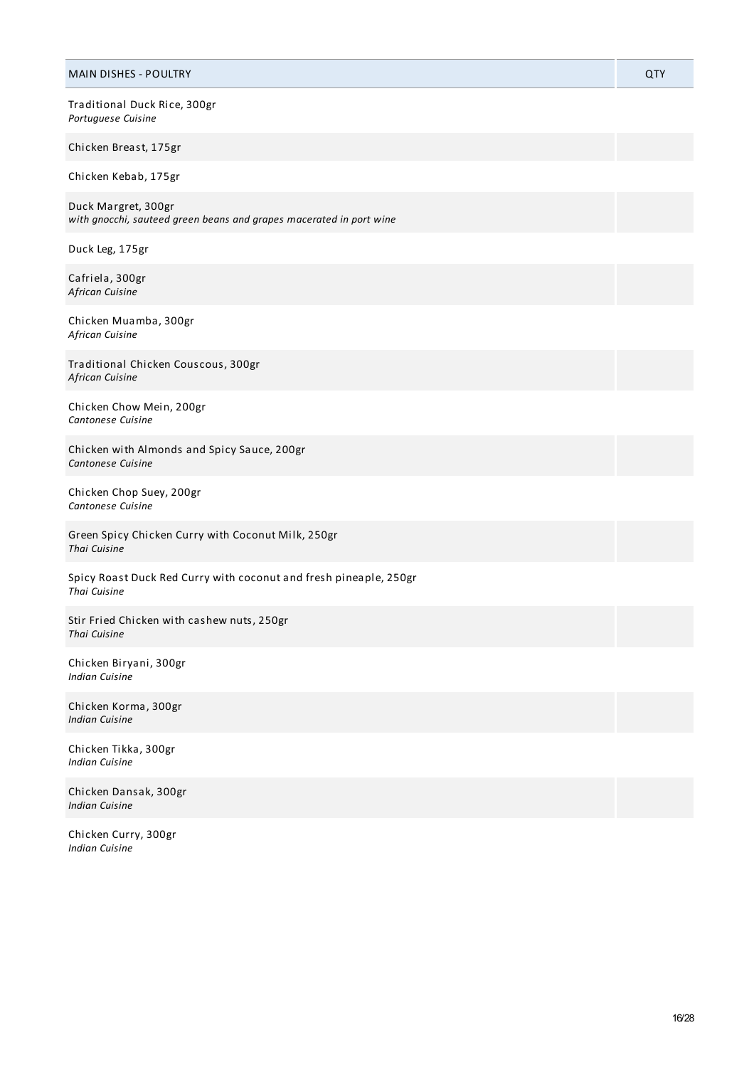| MAIN DISHES - POULTRY | QTY |
|---|---|
| Traditional Duck Rice, 300gr<br>*Portuguese Cuisine* | |
| Chicken Breast, 175gr | |
| Chicken Kebab, 175gr | |
| Duck Margret, 300gr<br>*with gnocchi, sauteed green beans and grapes macerated in port wine* | |
| Duck Leg, 175gr | |
| Cafriela, 300gr<br>*African Cuisine* | |
| Chicken Muamba, 300gr<br>*African Cuisine* | |
| Traditional Chicken Couscous, 300gr<br>*African Cuisine* | |
| Chicken Chow Mein, 200gr<br>*Cantonese Cuisine* | |
| Chicken with Almonds and Spicy Sauce, 200gr<br>*Cantonese Cuisine* | |
| Chicken Chop Suey, 200gr<br>*Cantonese Cuisine* | |
| Green Spicy Chicken Curry with Coconut Milk, 250gr<br>*Thai Cuisine* | |
| Spicy Roast Duck Red Curry with coconut and fresh pineaple, 250gr<br>*Thai Cuisine* | |
| Stir Fried Chicken with cashew nuts, 250gr<br>*Thai Cuisine* | |
| Chicken Biryani, 300gr<br>*Indian Cuisine* | |
| Chicken Korma, 300gr<br>*Indian Cuisine* | |
| Chicken Tikka, 300gr<br>*Indian Cuisine* | |
| Chicken Dansak, 300gr<br>*Indian Cuisine* | |
| Chicken Curry, 300gr<br>*Indian Cuisine* | |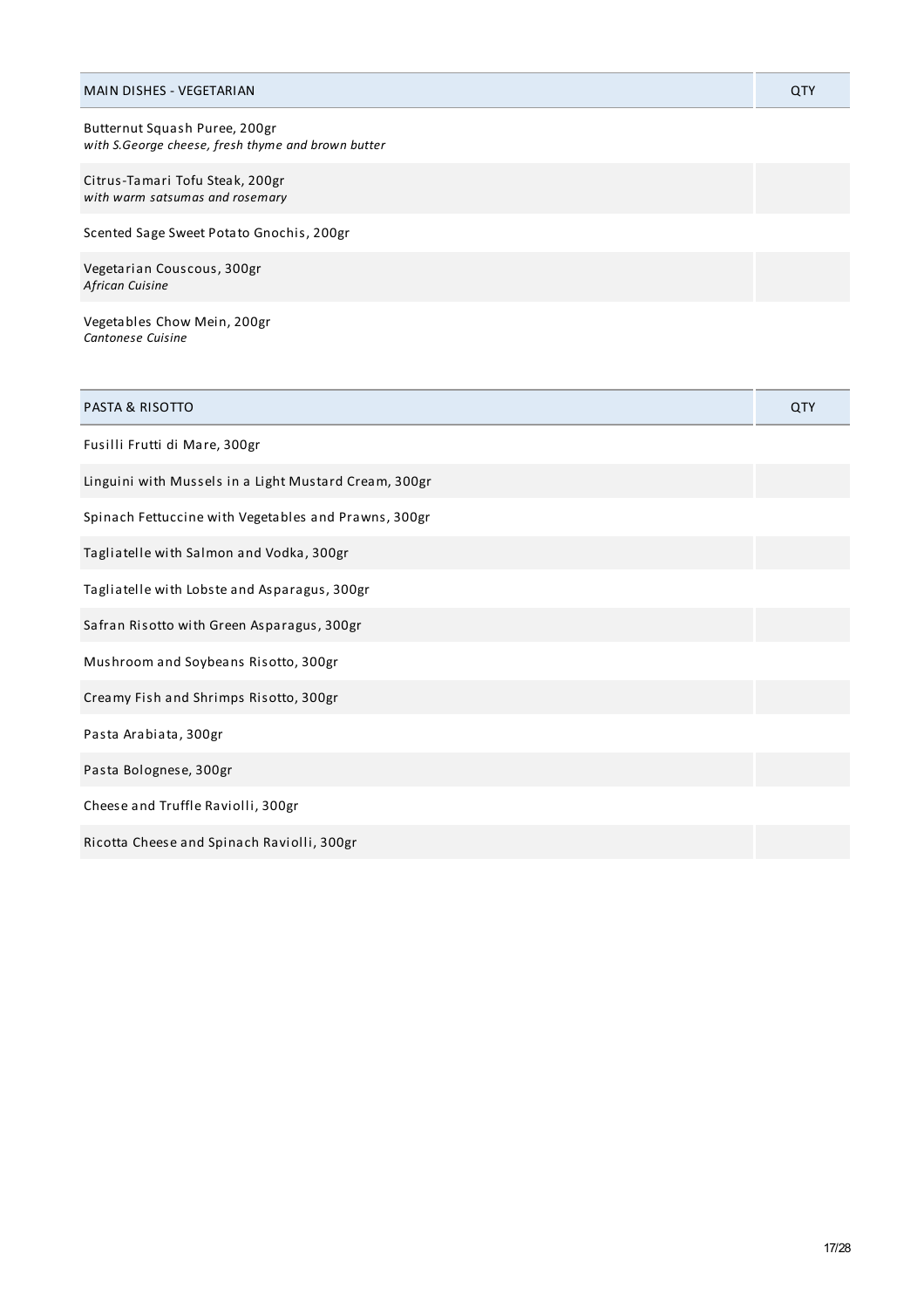| MAIN DISHES - VEGETARIAN | QTY |
| --- | --- |
| Butternut Squash Puree, 200gr<br>*with S.George cheese, fresh thyme and brown butter* | |
| Citrus-Tamari Tofu Steak, 200gr<br>*with warm satsumas and rosemary* | |
| Scented Sage Sweet Potato Gnochis, 200gr | |
| Vegetarian Couscous, 300gr<br>*African Cuisine* | |
| Vegetables Chow Mein, 200gr<br>*Cantonese Cuisine* | |

| PASTA & RISOTTO | QTY |
| --- | --- |
| Fusilli Frutti di Mare, 300gr | |
| Linguini with Mussels in a Light Mustard Cream, 300gr | |
| Spinach Fettuccine with Vegetables and Prawns, 300gr | |
| Tagliatelle with Salmon and Vodka, 300gr | |
| Tagliatelle with Lobste and Asparagus, 300gr | |
| Safran Risotto with Green Asparagus, 300gr | |
| Mushroom and Soybeans Risotto, 300gr | |
| Creamy Fish and Shrimps Risotto, 300gr | |
| Pasta Arabiata, 300gr | |
| Pasta Bolognese, 300gr | |
| Cheese and Truffle Raviolli, 300gr | |
| Ricotta Cheese and Spinach Raviolli, 300gr | |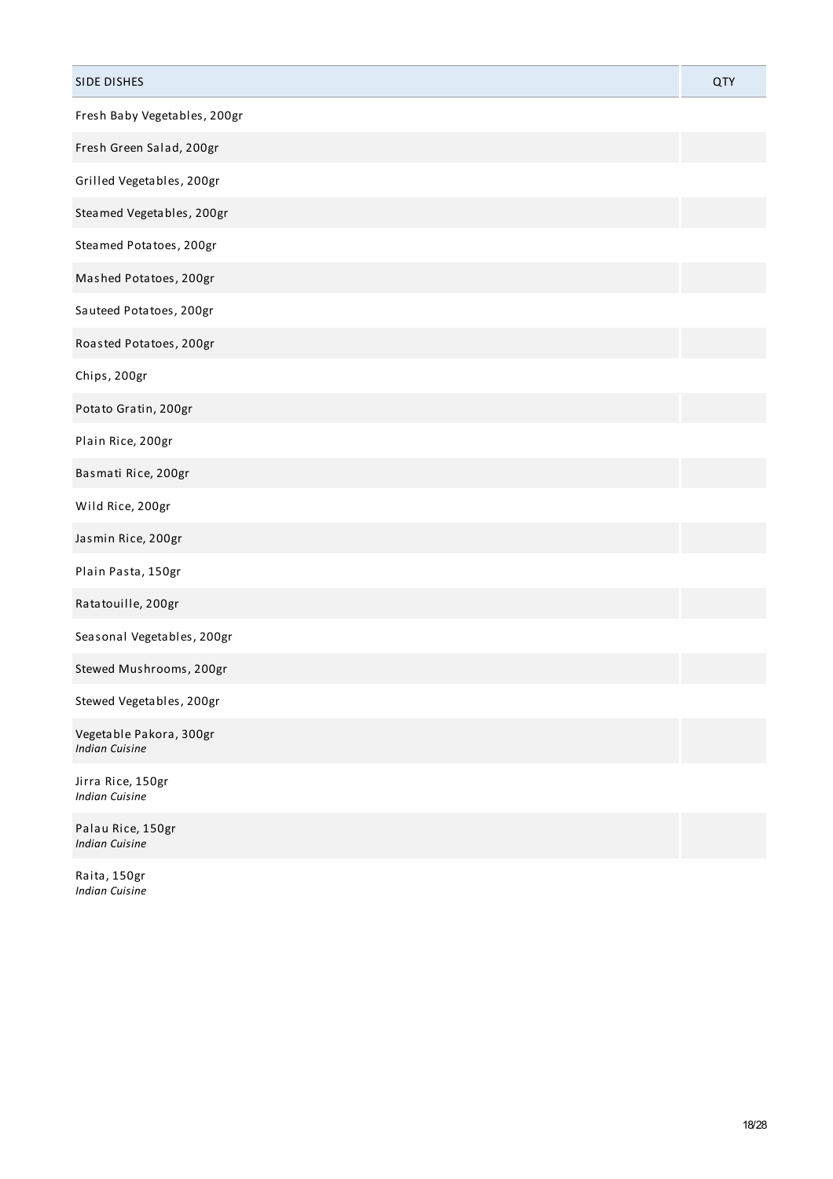| SIDE DISHES | QTY |
| --- | --- |
| Fresh Baby Vegetables, 200gr | |
| Fresh Green Salad, 200gr | |
| Grilled Vegetables, 200gr | |
| Steamed Vegetables, 200gr | |
| Steamed Potatoes, 200gr | |
| Mashed Potatoes, 200gr | |
| Sauteed Potatoes, 200gr | |
| Roasted Potatoes, 200gr | |
| Chips, 200gr | |
| Potato Gratin, 200gr | |
| Plain Rice, 200gr | |
| Basmati Rice, 200gr | |
| Wild Rice, 200gr | |
| Jasmin Rice, 200gr | |
| Plain Pasta, 150gr | |
| Ratatouille, 200gr | |
| Seasonal Vegetables, 200gr | |
| Stewed Mushrooms, 200gr | |
| Stewed Vegetables, 200gr | |
| Vegetable Pakora, 300gr *Indian Cuisine* | |
| Jirra Rice, 150gr *Indian Cuisine* | |
| Palau Rice, 150gr *Indian Cuisine* | |
| Raita, 150gr *Indian Cuisine* | |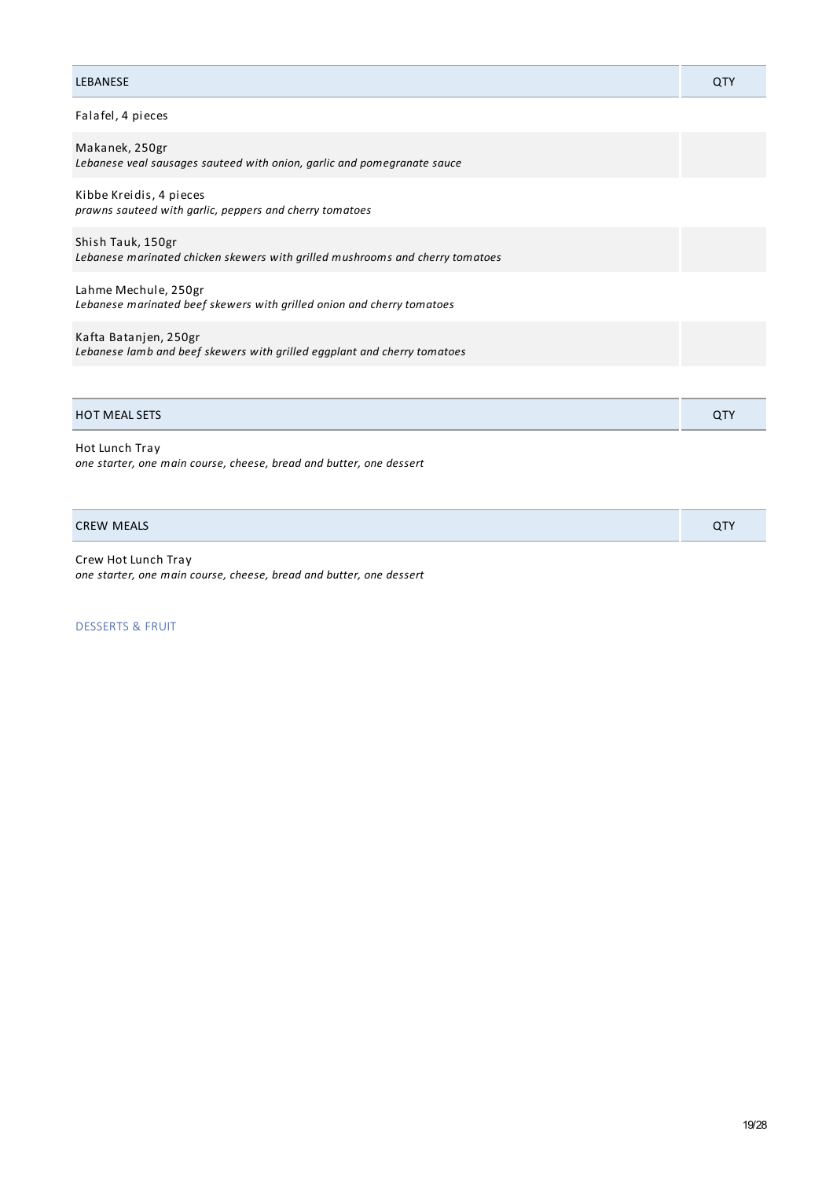| LEBANESE | QTY |
|---|---|
| Falafel, 4 pieces | |
| Makanek, 250gr<br>*Lebanese veal sausages sauteed with onion, garlic and pomegranate sauce* | |
| Kibbe Kreidis, 4 pieces<br>*prawns sauteed with garlic, peppers and cherry tomatoes* | |
| Shish Tauk, 150gr<br>*Lebanese marinated chicken skewers with grilled mushrooms and cherry tomatoes* | |
| Lahme Mechule, 250gr<br>*Lebanese marinated beef skewers with grilled onion and cherry tomatoes* | |
| Kafta Batanjen, 250gr<br>*Lebanese lamb and beef skewers with grilled eggplant and cherry tomatoes* | |

| HOT MEAL SETS | QTY |
|---|---|
| Hot Lunch Tray<br>*one starter, one main course, cheese, bread and butter, one dessert* | |

| CREW MEALS | QTY |
|---|---|
| Crew Hot Lunch Tray<br>*one starter, one main course, cheese, bread and butter, one dessert* | |

DESSERTS & FRUIT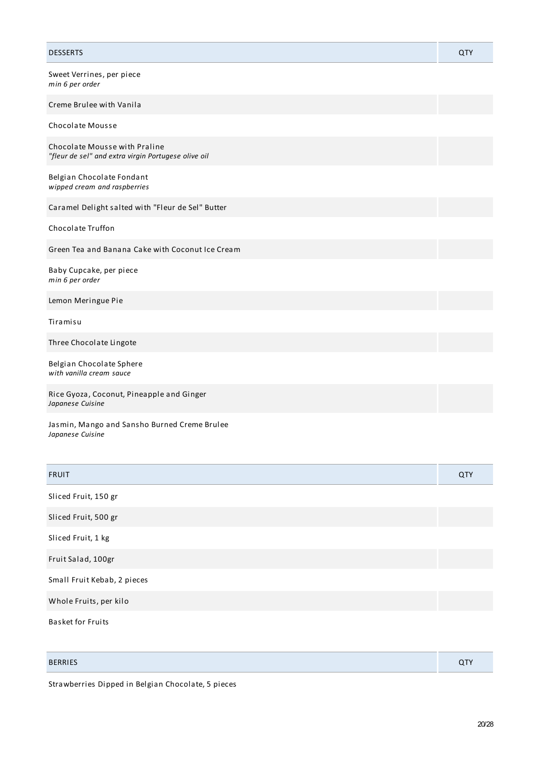| DESSERTS | QTY |
| --- | --- |
| Sweet Verrines, per piece<br>*min 6 per order* | |
| Creme Brulee with Vanila | |
| Chocolate Mousse | |
| Chocolate Mousse with Praline<br>*"fleur de sel" and extra virgin Portugese olive oil* | |
| Belgian Chocolate Fondant<br>*wipped cream and raspberries* | |
| Caramel Delight salted with "Fleur de Sel" Butter | |
| Chocolate Truffon | |
| Green Tea and Banana Cake with Coconut Ice Cream | |
| Baby Cupcake, per piece<br>*min 6 per order* | |
| Lemon Meringue Pie | |
| Tiramisu | |
| Three Chocolate Lingote | |
| Belgian Chocolate Sphere<br>*with vanilla cream sauce* | |
| Rice Gyoza, Coconut, Pineapple and Ginger<br>*Japanese Cuisine* | |
| Jasmin, Mango and Sansho Burned Creme Brulee<br>*Japanese Cuisine* | |

| FRUIT | QTY |
| --- | --- |
| Sliced Fruit, 150 gr | |
| Sliced Fruit, 500 gr | |
| Sliced Fruit, 1 kg | |
| Fruit Salad, 100gr | |
| Small Fruit Kebab, 2 pieces | |
| Whole Fruits, per kilo | |
| Basket for Fruits | |

| BERRIES | QTY |
| --- | --- |
| Strawberries Dipped in Belgian Chocolate, 5 pieces | |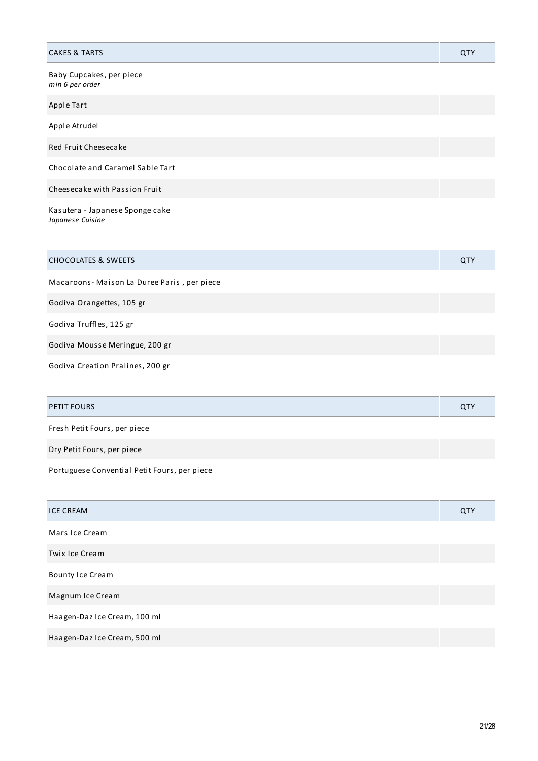| CAKES & TARTS | QTY |
|---|---|
| Baby Cupcakes, per piece<br>*min 6 per order* | |
| Apple Tart | |
| Apple Atrudel | |
| Red Fruit Cheesecake | |
| Chocolate and Caramel Sable Tart | |
| Cheesecake with Passion Fruit | |
| Kasutera - Japanese Sponge cake<br>*Japanese Cuisine* | |

| CHOCOLATES & SWEETS | QTY |
|---|---|
| Macaroons- Maison La Duree Paris , per piece | |
| Godiva Orangettes, 105 gr | |
| Godiva Truffles, 125 gr | |
| Godiva Mousse Meringue, 200 gr | |
| Godiva Creation Pralines, 200 gr | |

| PETIT FOURS | QTY |
|---|---|
| Fresh Petit Fours, per piece | |
| Dry Petit Fours, per piece | |
| Portuguese Convential Petit Fours, per piece | |

| ICE CREAM | QTY |
|---|---|
| Mars Ice Cream | |
| Twix Ice Cream | |
| Bounty Ice Cream | |
| Magnum Ice Cream | |
| Haagen-Daz Ice Cream, 100 ml | |
| Haagen-Daz Ice Cream, 500 ml | |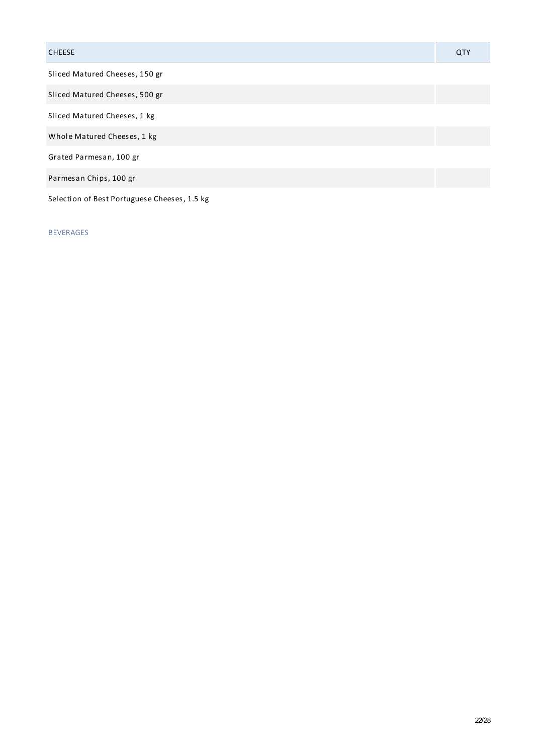| CHEESE | QTY |
| --- | --- |
| Sliced Matured Cheeses, 150 gr | |
| Sliced Matured Cheeses, 500 gr | |
| Sliced Matured Cheeses, 1 kg | |
| Whole Matured Cheeses, 1 kg | |
| Grated Parmesan, 100 gr | |
| Parmesan Chips, 100 gr | |
| Selection of Best Portuguese Cheeses, 1.5 kg | |

BEVERAGES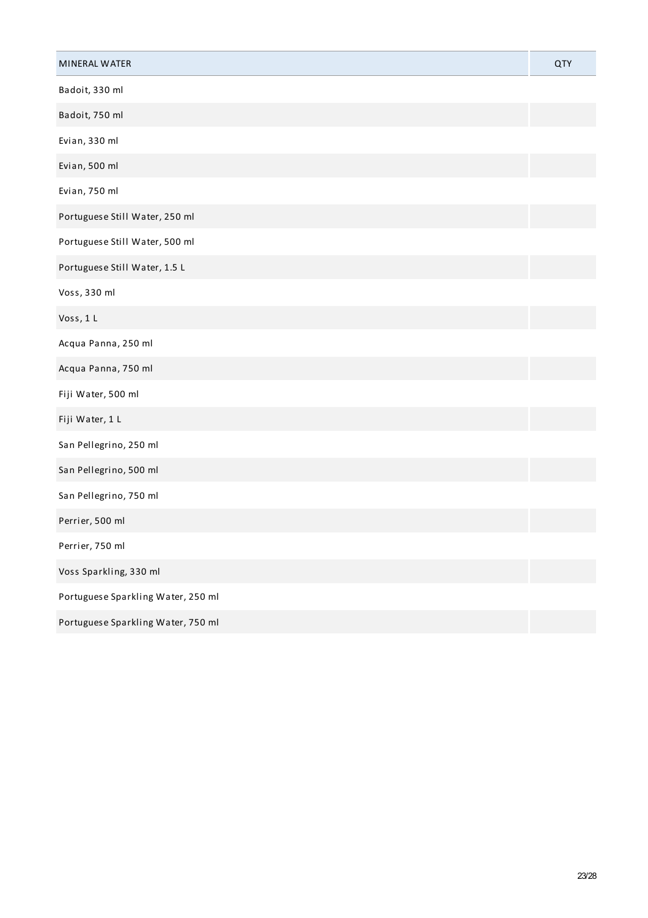| MINERAL WATER | QTY |
| --- | --- |
| Badoit, 330 ml | |
| Badoit, 750 ml | |
| Evian, 330 ml | |
| Evian, 500 ml | |
| Evian, 750 ml | |
| Portuguese Still Water, 250 ml | |
| Portuguese Still Water, 500 ml | |
| Portuguese Still Water, 1.5 L | |
| Voss, 330 ml | |
| Voss, 1 L | |
| Acqua Panna, 250 ml | |
| Acqua Panna, 750 ml | |
| Fiji Water, 500 ml | |
| Fiji Water, 1 L | |
| San Pellegrino, 250 ml | |
| San Pellegrino, 500 ml | |
| San Pellegrino, 750 ml | |
| Perrier, 500 ml | |
| Perrier, 750 ml | |
| Voss Sparkling, 330 ml | |
| Portuguese Sparkling Water, 250 ml | |
| Portuguese Sparkling Water, 750 ml | |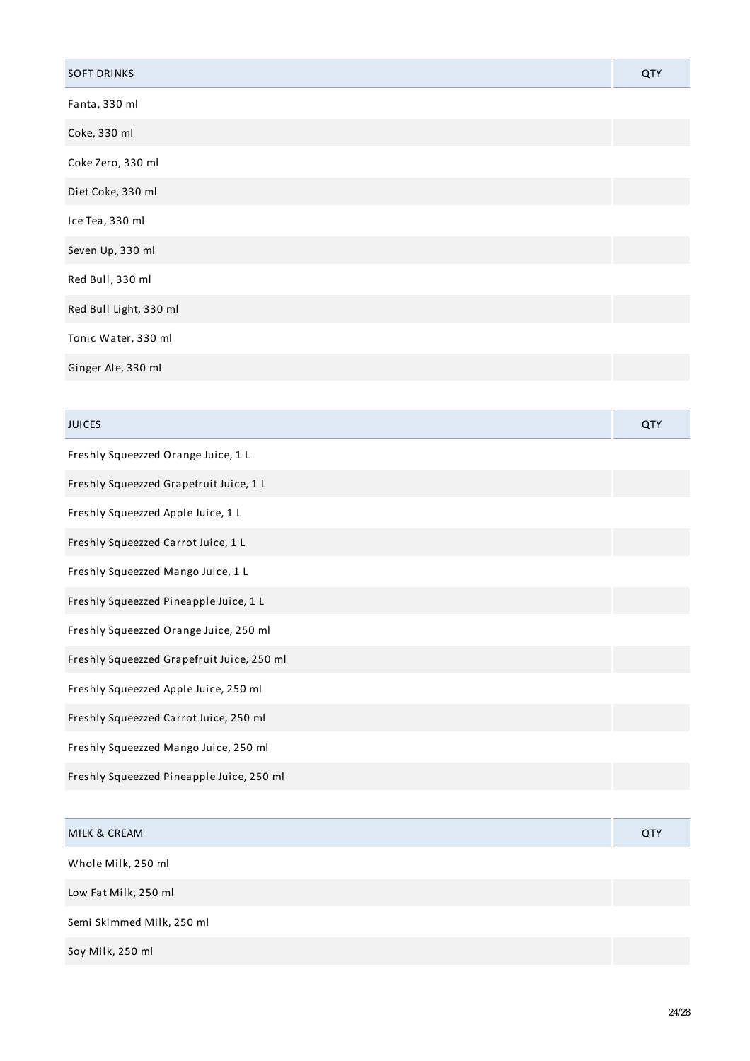| SOFT DRINKS | QTY |
| --- | --- |
| Fanta, 330 ml | |
| Coke, 330 ml | |
| Coke Zero, 330 ml | |
| Diet Coke, 330 ml | |
| Ice Tea, 330 ml | |
| Seven Up, 330 ml | |
| Red Bull, 330 ml | |
| Red Bull Light, 330 ml | |
| Tonic Water, 330 ml | |
| Ginger Ale, 330 ml | |

| JUICES | QTY |
| --- | --- |
| Freshly Squeezzed Orange Juice, 1 L | |
| Freshly Squeezzed Grapefruit Juice, 1 L | |
| Freshly Squeezzed Apple Juice, 1 L | |
| Freshly Squeezzed Carrot Juice, 1 L | |
| Freshly Squeezzed Mango Juice, 1 L | |
| Freshly Squeezzed Pineapple Juice, 1 L | |
| Freshly Squeezzed Orange Juice, 250 ml | |
| Freshly Squeezzed Grapefruit Juice, 250 ml | |
| Freshly Squeezzed Apple Juice, 250 ml | |
| Freshly Squeezzed Carrot Juice, 250 ml | |
| Freshly Squeezzed Mango Juice, 250 ml | |
| Freshly Squeezzed Pineapple Juice, 250 ml | |

| MILK & CREAM | QTY |
| --- | --- |
| Whole Milk, 250 ml | |
| Low Fat Milk, 250 ml | |
| Semi Skimmed Milk, 250 ml | |
| Soy Milk, 250 ml | |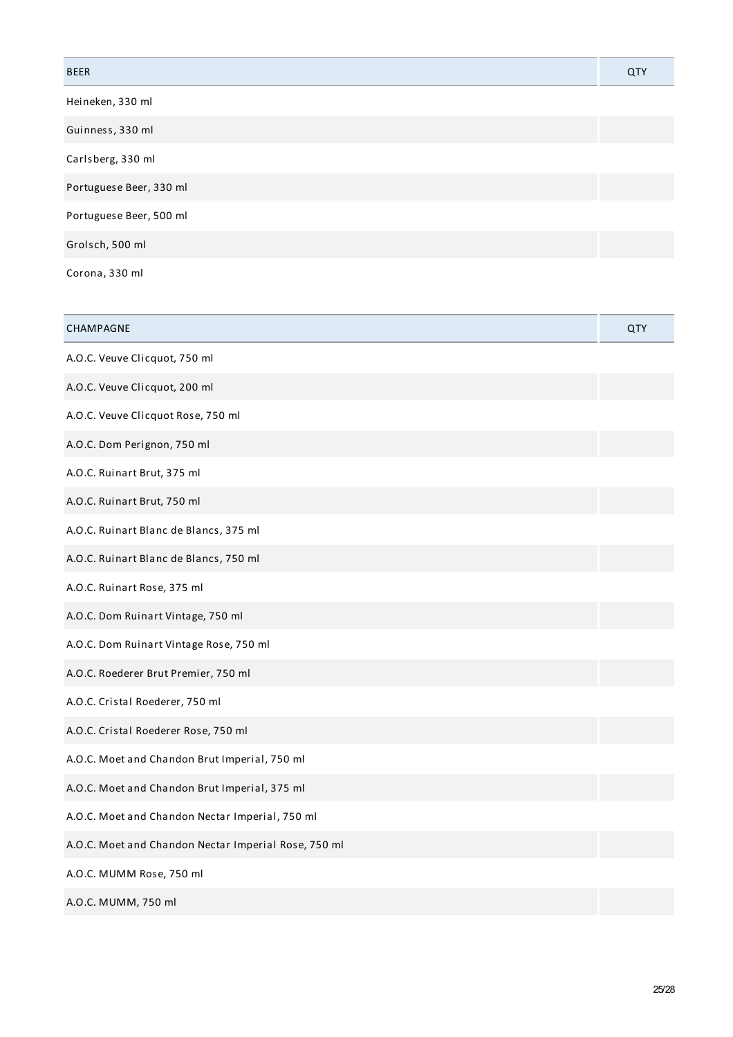| BEER | QTY |
|---|---|
| Heineken, 330 ml | |
| Guinness, 330 ml | |
| Carlsberg, 330 ml | |
| Portuguese Beer, 330 ml | |
| Portuguese Beer, 500 ml | |
| Grolsch, 500 ml | |
| Corona, 330 ml | |

| CHAMPAGNE | QTY |
|---|---|
| A.O.C. Veuve Clicquot, 750 ml | |
| A.O.C. Veuve Clicquot, 200 ml | |
| A.O.C. Veuve Clicquot Rose, 750 ml | |
| A.O.C. Dom Perignon, 750 ml | |
| A.O.C. Ruinart Brut, 375 ml | |
| A.O.C. Ruinart Brut, 750 ml | |
| A.O.C. Ruinart Blanc de Blancs, 375 ml | |
| A.O.C. Ruinart Blanc de Blancs, 750 ml | |
| A.O.C. Ruinart Rose, 375 ml | |
| A.O.C. Dom Ruinart Vintage, 750 ml | |
| A.O.C. Dom Ruinart Vintage Rose, 750 ml | |
| A.O.C. Roederer Brut Premier, 750 ml | |
| A.O.C. Cristal Roederer, 750 ml | |
| A.O.C. Cristal Roederer Rose, 750 ml | |
| A.O.C. Moet and Chandon Brut Imperial, 750 ml | |
| A.O.C. Moet and Chandon Brut Imperial, 375 ml | |
| A.O.C. Moet and Chandon Nectar Imperial, 750 ml | |
| A.O.C. Moet and Chandon Nectar Imperial Rose, 750 ml | |
| A.O.C. MUMM Rose, 750 ml | |
| A.O.C. MUMM, 750 ml | |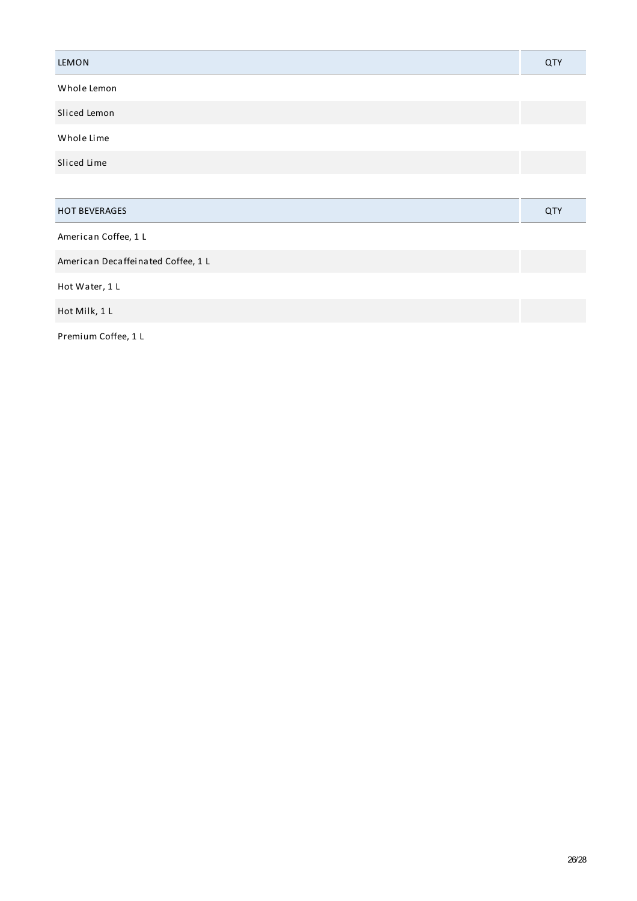| LEMON | QTY |
| --- | --- |
| Whole Lemon | |
| Sliced Lemon | |
| Whole Lime | |
| Sliced Lime | |

| HOT BEVERAGES | QTY |
| --- | --- |
| American Coffee, 1 L | |
| American Decaffeinated Coffee, 1 L | |
| Hot Water, 1 L | |
| Hot Milk, 1 L | |
| Premium Coffee, 1 L | |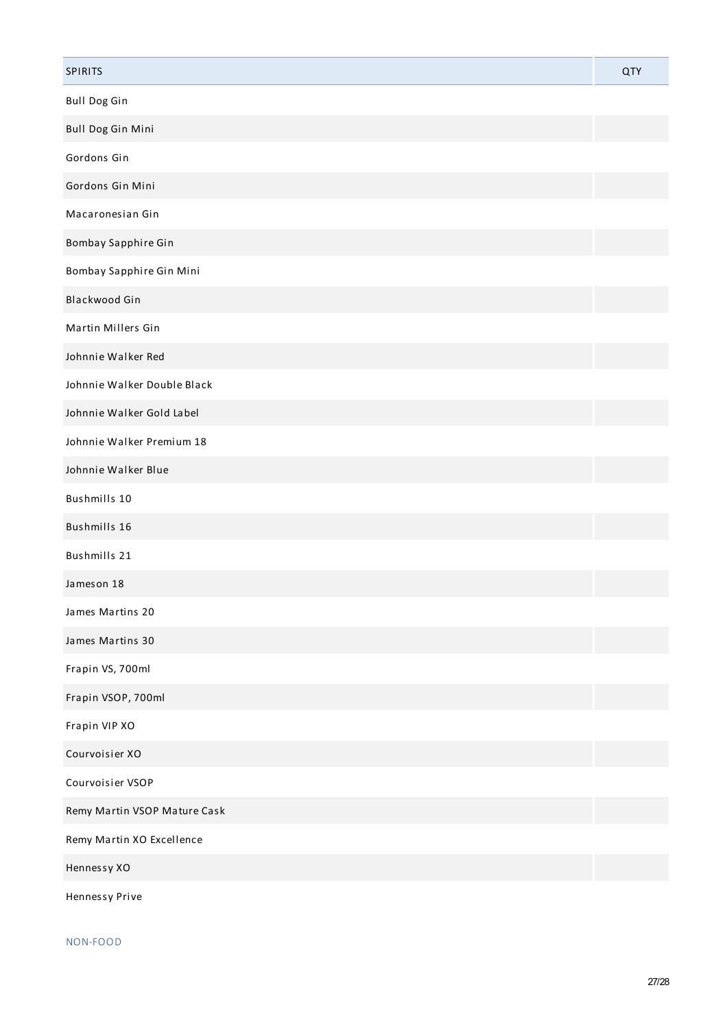| SPIRITS | QTY |
| --- | --- |
| Bull Dog Gin | |
| Bull Dog Gin Mini | |
| Gordons Gin | |
| Gordons Gin Mini | |
| Macaronesian Gin | |
| Bombay Sapphire Gin | |
| Bombay Sapphire Gin Mini | |
| Blackwood Gin | |
| Martin Millers Gin | |
| Johnnie Walker Red | |
| Johnnie Walker Double Black | |
| Johnnie Walker Gold Label | |
| Johnnie Walker Premium 18 | |
| Johnnie Walker Blue | |
| Bushmills 10 | |
| Bushmills 16 | |
| Bushmills 21 | |
| Jameson 18 | |
| James Martins 20 | |
| James Martins 30 | |
| Frapin VS, 700ml | |
| Frapin VSOP, 700ml | |
| Frapin VIP XO | |
| Courvoisier XO | |
| Courvoisier VSOP | |
| Remy Martin VSOP Mature Cask | |
| Remy Martin XO Excellence | |
| Hennessy XO | |
| Hennessy Prive | |

NON-FOOD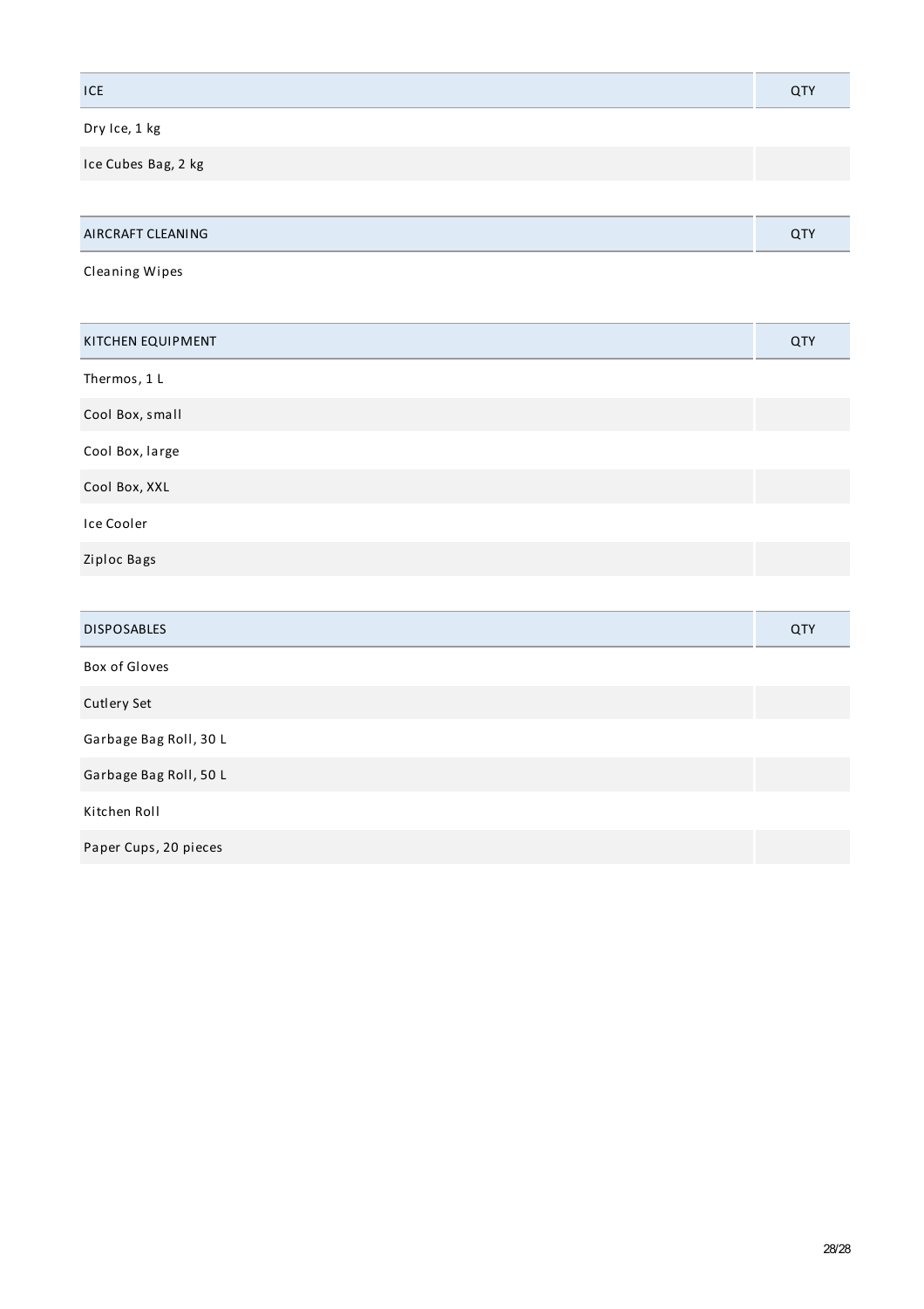| ICE | QTY |
| --- | --- |
| Dry Ice, 1 kg | |
| Ice Cubes Bag, 2 kg | |

| AIRCRAFT CLEANING | QTY |
| --- | --- |
| Cleaning Wipes | |

| KITCHEN EQUIPMENT | QTY |
| --- | --- |
| Thermos, 1 L | |
| Cool Box, small | |
| Cool Box, large | |
| Cool Box, XXL | |
| Ice Cooler | |
| Ziploc Bags | |

| DISPOSABLES | QTY |
| --- | --- |
| Box of Gloves | |
| Cutlery Set | |
| Garbage Bag Roll, 30 L | |
| Garbage Bag Roll, 50 L | |
| Kitchen Roll | |
| Paper Cups, 20 pieces | |